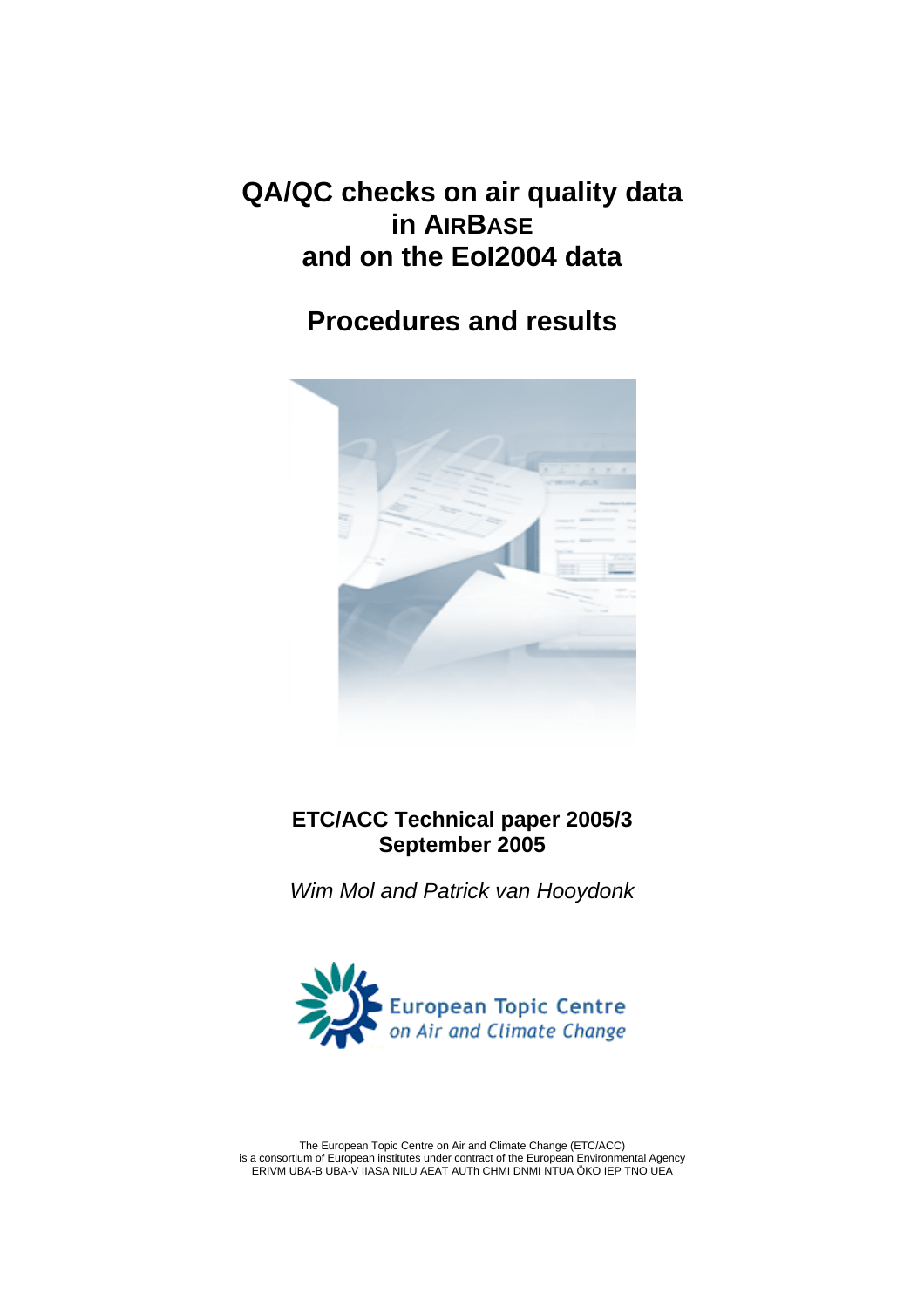# QA/QC checks on air quality data in AIRBASE and on the EoI2004 data

# Procedures and results

**ETC/ACC Technical paper 2005/3**
**September 2005**

*Wim Mol and Patrick van Hooydonk*

European Topic Centre
*on Air and Climate Change*

The European Topic Centre on Air and Climate Change (ETC/ACC)
is a consortium of European institutes under contract of the European Environmental Agency
ERIVM UBA-B UBA-V IIASA NILU AEAT AUTh CHMI DNMI NTUA ÖKO IEP TNO UEA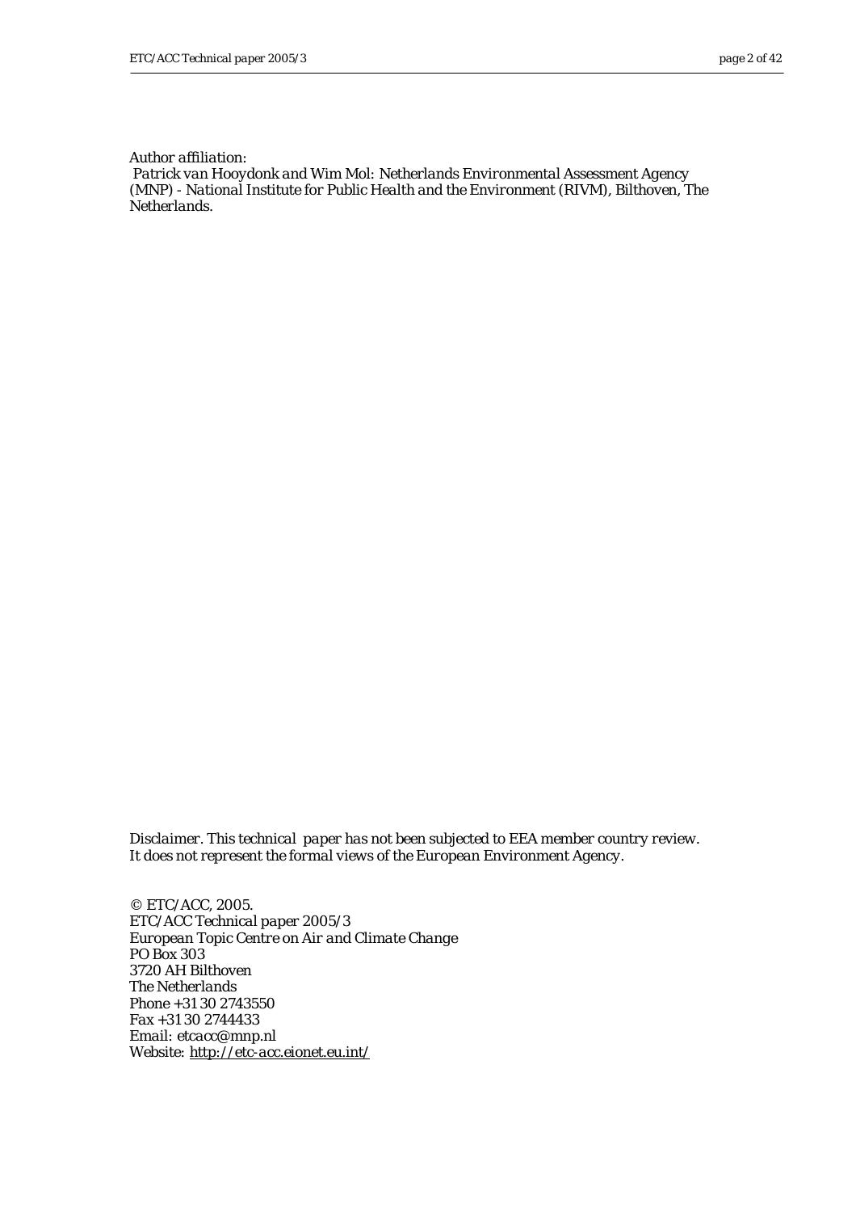*Author affiliation:*
*Patrick van Hooydonk and Wim Mol: Netherlands Environmental Assessment Agency (MNP) - National Institute for Public Health and the Environment (RIVM), Bilthoven, The Netherlands.*

*Disclaimer. This technical paper has not been subjected to EEA member country review. It does not represent the formal views of the European Environment Agency.*

*© ETC/ACC, 2005.*
*ETC/ACC Technical paper 2005/3*
*European Topic Centre on Air and Climate Change*
*PO Box 303*
*3720 AH Bilthoven*
*The Netherlands*
*Phone +31 30 2743550*
*Fax +31 30 2744433*
*Email: etcacc@mnp.nl*
*Website: http://etc-acc.eionet.eu.int/*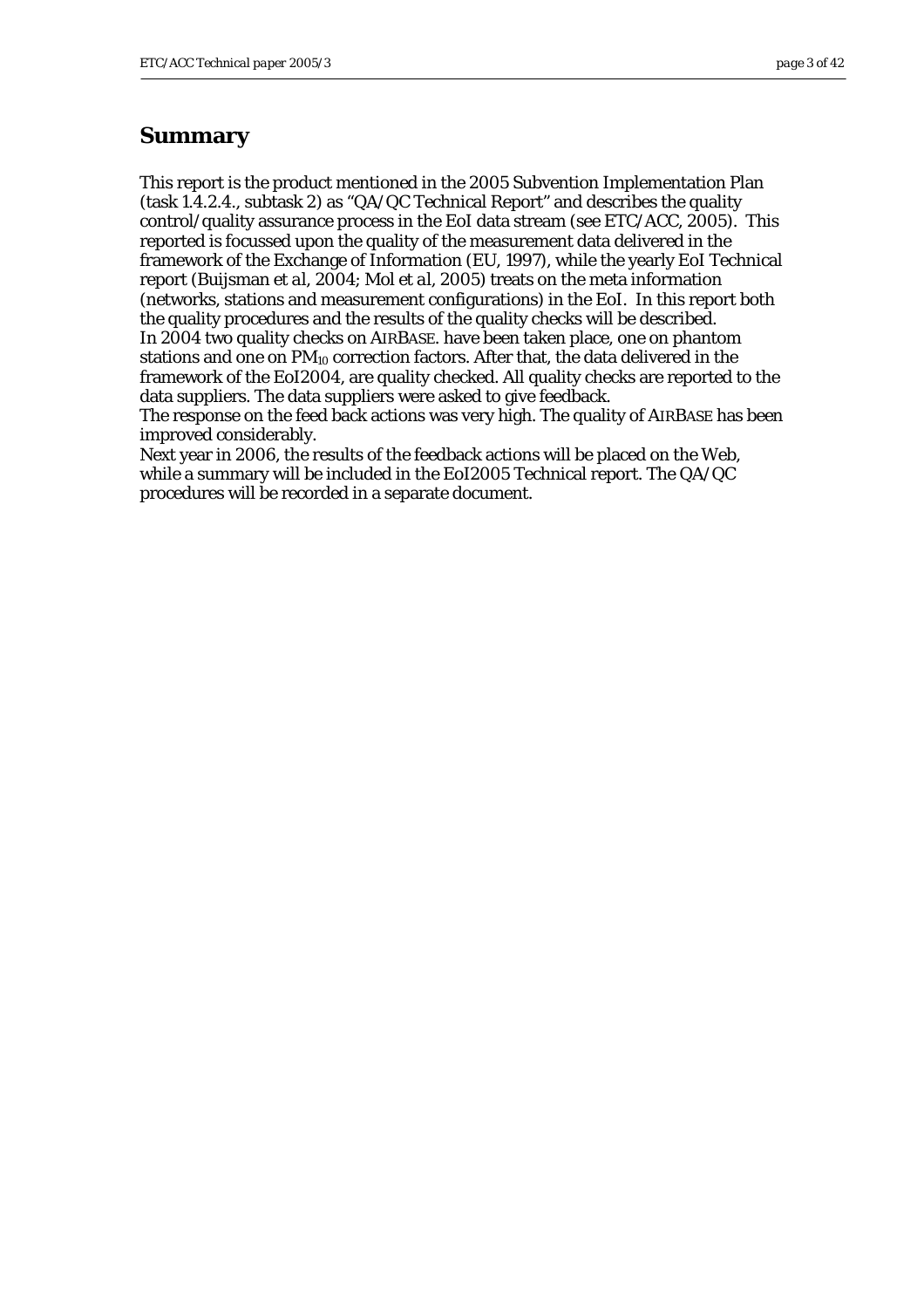## Summary

This report is the product mentioned in the 2005 Subvention Implementation Plan (task 1.4.2.4., subtask 2) as "QA/QC Technical Report" and describes the quality control/quality assurance process in the EoI data stream (see ETC/ACC, 2005). This reported is focussed upon the quality of the measurement data delivered in the framework of the Exchange of Information (EU, 1997), while the yearly EoI Technical report (Buijsman *et al*, 2004; Mol *et al*, 2005) treats on the meta information (networks, stations and measurement configurations) in the EoI. In this report both the quality procedures and the results of the quality checks will be described.
In 2004 two quality checks on AIRBASE. have been taken place, one on phantom stations and one on $PM_{10}$ correction factors. After that, the data delivered in the framework of the EoI2004, are quality checked. All quality checks are reported to the data suppliers. The data suppliers were asked to give feedback.
The response on the feed back actions was very high. The quality of AIRBASE has been improved considerably.
Next year in 2006, the results of the feedback actions will be placed on the Web, while a summary will be included in the EoI2005 Technical report. The QA/QC procedures will be recorded in a separate document.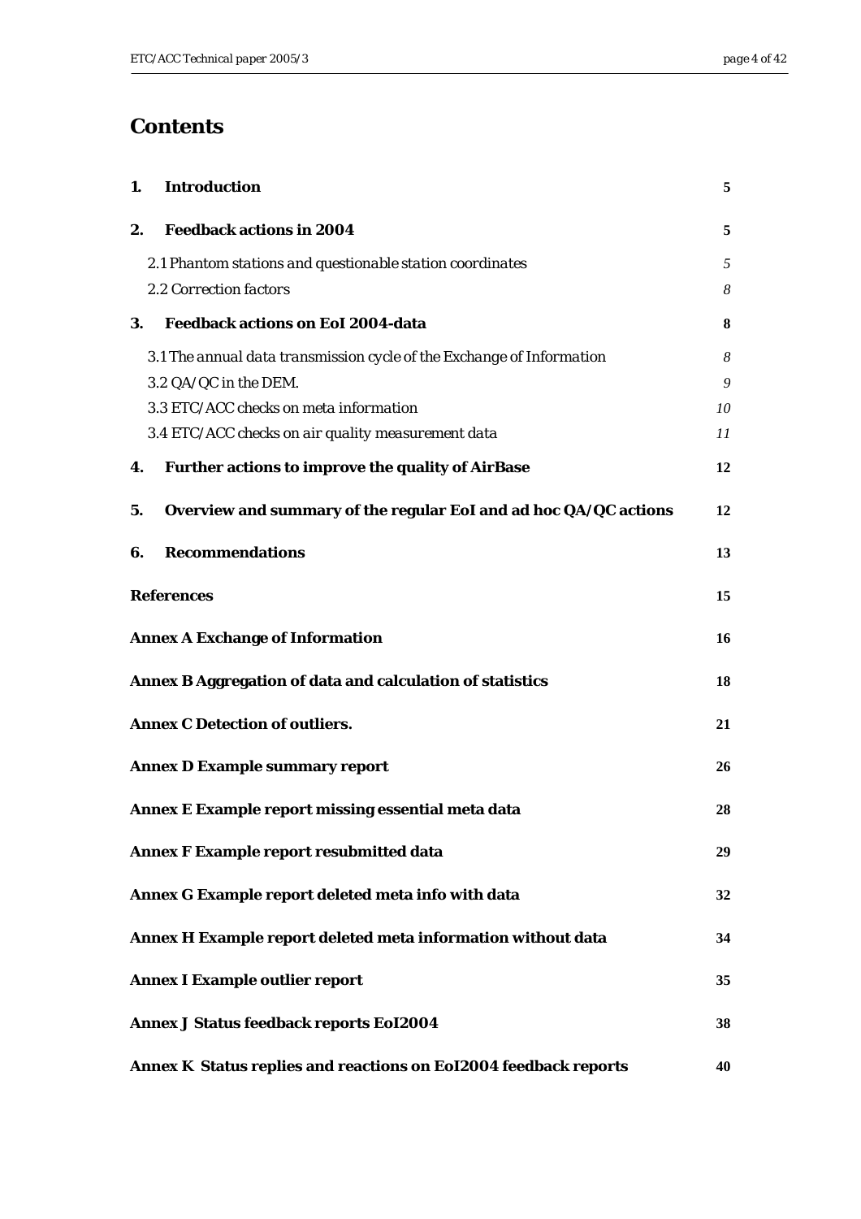# Contents

| | | |
|---|---|---|
| **1.** | **Introduction** | **5** |
| **2.** | **Feedback actions in 2004** | **5** |
| | *2.1 Phantom stations and questionable station coordinates* | *5* |
| | *2.2 Correction factors* | *8* |
| **3.** | **Feedback actions on EoI 2004-data** | **8** |
| | *3.1 The annual data transmission cycle of the Exchange of Information* | *8* |
| | *3.2 QA/QC in the DEM.* | *9* |
| | *3.3 ETC/ACC checks on meta information* | *10* |
| | *3.4 ETC/ACC checks on air quality measurement data* | *11* |
| **4.** | **Further actions to improve the quality of AirBase** | **12** |
| **5.** | **Overview and summary of the regular EoI and ad hoc QA/QC actions** | **12** |
| **6.** | **Recommendations** | **13** |
| | **References** | **15** |
| | **Annex A Exchange of Information** | **16** |
| | **Annex B Aggregation of data and calculation of statistics** | **18** |
| | **Annex C Detection of outliers.** | **21** |
| | **Annex D Example summary report** | **26** |
| | **Annex E Example report missing essential meta data** | **28** |
| | **Annex F Example report resubmitted data** | **29** |
| | **Annex G Example report deleted meta info with data** | **32** |
| | **Annex H Example report deleted meta information without data** | **34** |
| | **Annex I Example outlier report** | **35** |
| | **Annex J Status feedback reports EoI2004** | **38** |
| | **Annex K Status replies and reactions on EoI2004 feedback reports** | **40** |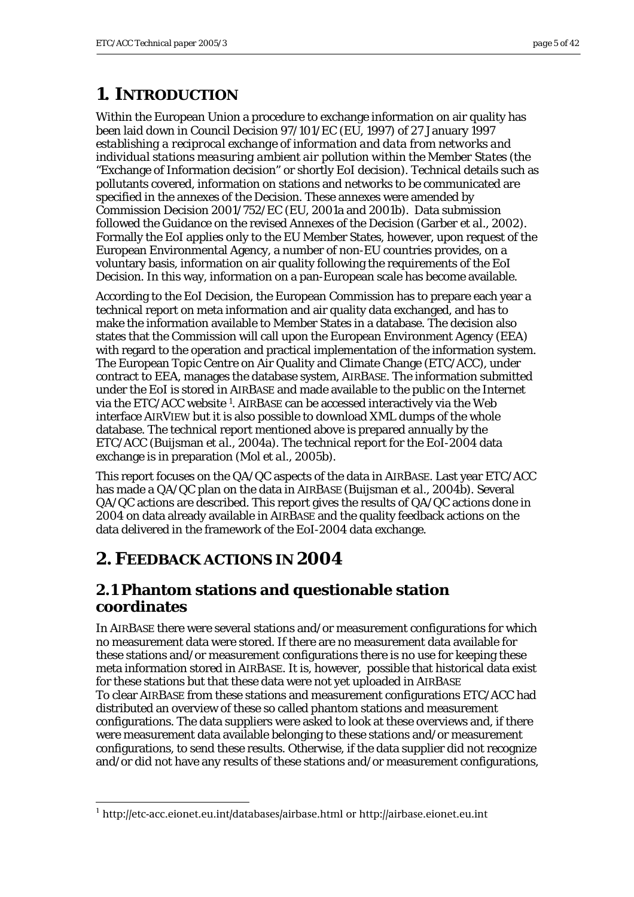# 1. INTRODUCTION

Within the European Union a procedure to exchange information on air quality has been laid down in Council Decision 97/101/EC (EU, 1997) of 27 January 1997 *establishing a reciprocal exchange of information and data from networks and individual stations measuring ambient air pollution within the Member States* (the "Exchange of Information decision" or shortly EoI decision). Technical details such as pollutants covered, information on stations and networks to be communicated are specified in the annexes of the Decision. These annexes were amended by Commission Decision 2001/752/EC (EU, 2001a and 2001b). Data submission followed the Guidance on the revised Annexes of the Decision (Garber *et al.*, 2002). Formally the EoI applies only to the EU Member States, however, upon request of the European Environmental Agency, a number of non-EU countries provides, on a voluntary basis, information on air quality following the requirements of the EoI Decision. In this way, information on a pan-European scale has become available.

According to the EoI Decision, the European Commission has to prepare each year a technical report on meta information and air quality data exchanged, and has to make the information available to Member States in a database. The decision also states that the Commission will call upon the European Environment Agency (EEA) with regard to the operation and practical implementation of the information system. The European Topic Centre on Air Quality and Climate Change (ETC/ACC), under contract to EEA, manages the database system, AIRBASE. The information submitted under the EoI is stored in AIRBASE and made available to the public on the Internet via the ETC/ACC website [1]. AIRBASE can be accessed interactively via the Web interface AIRVIEW but it is also possible to download XML dumps of the whole database. The technical report mentioned above is prepared annually by the ETC/ACC (Buijsman *et al.*, 2004a). The technical report for the EoI-2004 data exchange is in preparation (Mol *et al.*, 2005b).

This report focuses on the QA/QC aspects of the data in AIRBASE. Last year ETC/ACC has made a QA/QC plan on the data in AIRBASE (Buijsman et *al.*, 2004b). Several QA/QC actions are described. This report gives the results of QA/QC actions done in 2004 on data already available in AIRBASE and the quality feedback actions on the data delivered in the framework of the EoI-2004 data exchange.

# 2. FEEDBACK ACTIONS IN 2004

## 2.1 Phantom stations and questionable station coordinates

In AIRBASE there were several stations and/or measurement configurations for which no measurement data were stored. If there are no measurement data available for these stations and/or measurement configurations there is no use for keeping these meta information stored in AIRBASE. It is, however, possible that historical data exist for these stations but that these data were not yet uploaded in AIRBASE

To clear AIRBASE from these stations and measurement configurations ETC/ACC had distributed an overview of these so called phantom stations and measurement configurations. The data suppliers were asked to look at these overviews and, if there were measurement data available belonging to these stations and/or measurement configurations, to send these results. Otherwise, if the data supplier did not recognize and/or did not have any results of these stations and/or measurement configurations,

[1] http://etc-acc.eionet.eu.int/databases/airbase.html or http://airbase.eionet.eu.int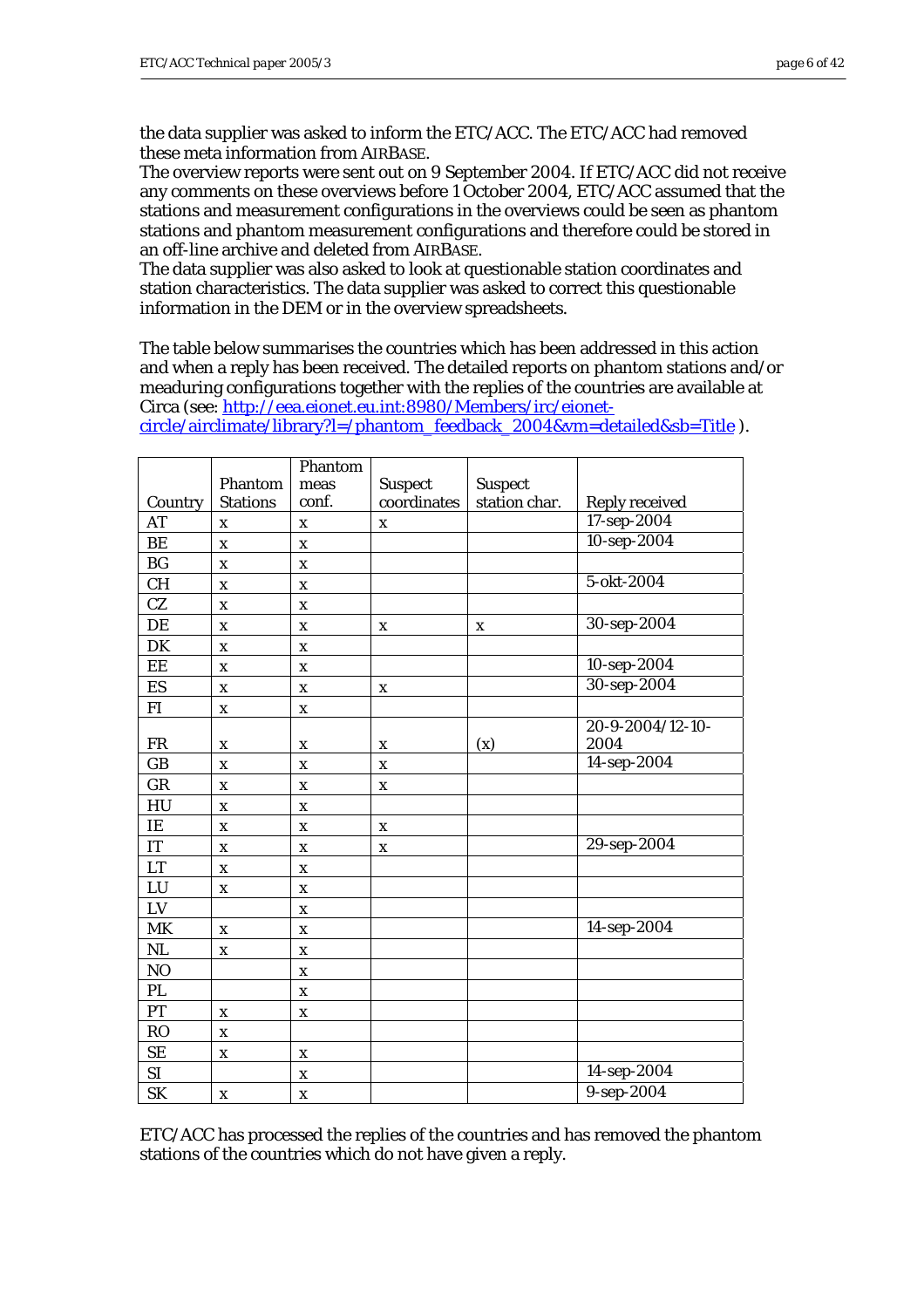the data supplier was asked to inform the ETC/ACC. The ETC/ACC had removed these meta information from AIRBASE.
The overview reports were sent out on 9 September 2004. If ETC/ACC did not receive any comments on these overviews before 1 October 2004, ETC/ACC assumed that the stations and measurement configurations in the overviews could be seen as phantom stations and phantom measurement configurations and therefore could be stored in an off-line archive and deleted from AIRBASE.
The data supplier was also asked to look at questionable station coordinates and station characteristics. The data supplier was asked to correct this questionable information in the DEM or in the overview spreadsheets.

The table below summarises the countries which has been addressed in this action and when a reply has been received. The detailed reports on phantom stations and/or meaduring configurations together with the replies of the countries are available at Circa (see: http://eea.eionet.eu.int:8980/Members/irc/eionet-circle/airclimate/library?l=/phantom_feedback_2004&vm=detailed&sb=Title ).

| Country | Phantom Stations | Phantom meas conf. | Suspect coordinates | Suspect station char. | Reply received |
|---|---|---|---|---|---|
| AT | x | x | x | | 17-sep-2004 |
| BE | x | x | | | 10-sep-2004 |
| BG | x | x | | | |
| CH | x | x | | | 5-okt-2004 |
| CZ | x | x | | | |
| DE | x | x | x | x | 30-sep-2004 |
| DK | x | x | | | |
| EE | x | x | | | 10-sep-2004 |
| ES | x | x | x | | 30-sep-2004 |
| FI | x | x | | | |
| FR | x | x | x | (x) | 20-9-2004/12-10-2004 |
| GB | x | x | x | | 14-sep-2004 |
| GR | x | x | x | | |
| HU | x | x | | | |
| IE | x | x | x | | |
| IT | x | x | x | | 29-sep-2004 |
| LT | x | x | | | |
| LU | x | x | | | |
| LV | | x | | | |
| MK | x | x | | | 14-sep-2004 |
| NL | x | x | | | |
| NO | | x | | | |
| PL | | x | | | |
| PT | x | x | | | |
| RO | x | | | | |
| SE | x | x | | | |
| SI | | x | | | 14-sep-2004 |
| SK | x | x | | | 9-sep-2004 |

ETC/ACC has processed the replies of the countries and has removed the phantom stations of the countries which do not have given a reply.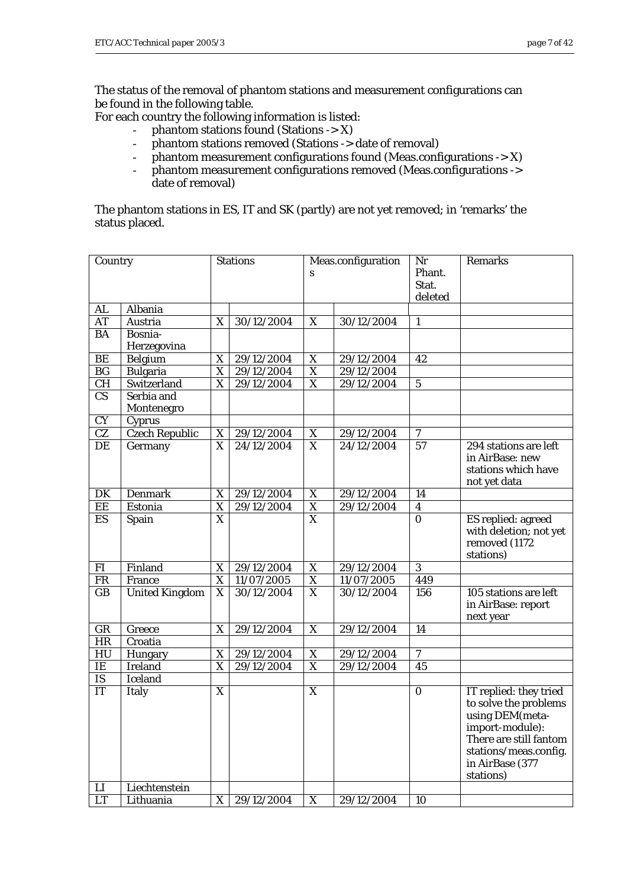The status of the removal of phantom stations and measurement configurations can be found in the following table.
For each country the following information is listed:

- phantom stations found (Stations -> X)
- phantom stations removed (Stations -> date of removal)
- phantom measurement configurations found (Meas.configurations -> X)
- phantom measurement configurations removed (Meas.configurations -> date of removal)

The phantom stations in ES, IT and SK (partly) are not yet removed; in 'remarks' the status placed.

| Country | | Stations | | Meas.configurations | | Nr Phant. Stat. deleted | Remarks |
|---|---|---|---|---|---|---|---|
| AL | Albania | | | | | | |
| AT | Austria | X | 30/12/2004 | X | 30/12/2004 | 1 | |
| BA | Bosnia-Herzegovina | | | | | | |
| BE | Belgium | X | 29/12/2004 | X | 29/12/2004 | 42 | |
| BG | Bulgaria | X | 29/12/2004 | X | 29/12/2004 | | |
| CH | Switzerland | X | 29/12/2004 | X | 29/12/2004 | 5 | |
| CS | Serbia and Montenegro | | | | | | |
| CY | Cyprus | | | | | | |
| CZ | Czech Republic | X | 29/12/2004 | X | 29/12/2004 | 7 | |
| DE | Germany | X | 24/12/2004 | X | 24/12/2004 | 57 | 294 stations are left in AirBase: new stations which have not yet data |
| DK | Denmark | X | 29/12/2004 | X | 29/12/2004 | 14 | |
| EE | Estonia | X | 29/12/2004 | X | 29/12/2004 | 4 | |
| ES | Spain | X | | X | | 0 | ES replied: agreed with deletion; not yet removed (1172 stations) |
| FI | Finland | X | 29/12/2004 | X | 29/12/2004 | 3 | |
| FR | France | X | 11/07/2005 | X | 11/07/2005 | 449 | |
| GB | United Kingdom | X | 30/12/2004 | X | 30/12/2004 | 156 | 105 stations are left in AirBase: report next year |
| GR | Greece | X | 29/12/2004 | X | 29/12/2004 | 14 | |
| HR | Croatia | | | | | | |
| HU | Hungary | X | 29/12/2004 | X | 29/12/2004 | 7 | |
| IE | Ireland | X | 29/12/2004 | X | 29/12/2004 | 45 | |
| IS | Iceland | | | | | | |
| IT | Italy | X | | X | | 0 | IT replied: they tried to solve the problems using DEM(meta-import-module): There are still fantom stations/meas.config. in AirBase (377 stations) |
| LI | Liechtenstein | | | | | | |
| LT | Lithuania | X | 29/12/2004 | X | 29/12/2004 | 10 | |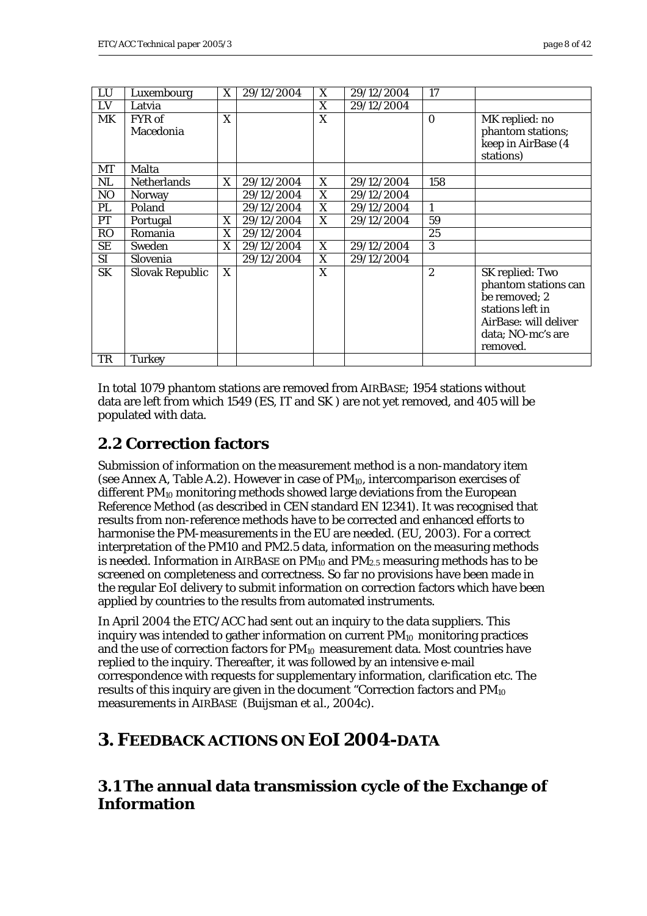| LU | Luxembourg | X | 29/12/2004 | X | 29/12/2004 | 17 | |
|---|---|---|---|---|---|---|---|
| LV | Latvia | | | X | 29/12/2004 | | |
| MK | FYR of Macedonia | X | | X | | 0 | MK replied: no phantom stations; keep in AirBase (4 stations) |
| MT | Malta | | | | | | |
| NL | Netherlands | X | 29/12/2004 | X | 29/12/2004 | 158 | |
| NO | Norway | | 29/12/2004 | X | 29/12/2004 | | |
| PL | Poland | | 29/12/2004 | X | 29/12/2004 | 1 | |
| PT | Portugal | X | 29/12/2004 | X | 29/12/2004 | 59 | |
| RO | Romania | X | 29/12/2004 | | | 25 | |
| SE | Sweden | X | 29/12/2004 | X | 29/12/2004 | 3 | |
| SI | Slovenia | | 29/12/2004 | X | 29/12/2004 | | |
| SK | Slovak Republic | X | | X | | 2 | SK replied: Two phantom stations can be removed; 2 stations left in AirBase: will deliver data; NO-mc's are removed. |
| TR | Turkey | | | | | | |

In total 1079 phantom stations are removed from AIRBASE; 1954 stations without data are left from which 1549 (ES, IT and SK ) are not yet removed, and 405 will be populated with data.

## 2.2 Correction factors

Submission of information on the measurement method is a non-mandatory item (see Annex A, Table A.2). However in case of $PM_{10}$, intercomparison exercises of different $PM_{10}$ monitoring methods showed large deviations from the European Reference Method (as described in CEN standard EN 12341). It was recognised that results from non-reference methods have to be corrected and enhanced efforts to harmonise the PM-measurements in the EU are needed. (EU, 2003). For a correct interpretation of the PM10 and PM2.5 data, information on the measuring methods is needed. Information in AIRBASE on $PM_{10}$ and $PM_{2.5}$ measuring methods has to be screened on completeness and correctness. So far no provisions have been made in the regular EoI delivery to submit information on correction factors which have been applied by countries to the results from automated instruments.

In April 2004 the ETC/ACC had sent out an inquiry to the data suppliers. This inquiry was intended to gather information on current $PM_{10}$ monitoring practices and the use of correction factors for $PM_{10}$ measurement data. Most countries have replied to the inquiry. Thereafter, it was followed by an intensive e-mail correspondence with requests for supplementary information, clarification etc. The results of this inquiry are given in the document "Correction factors and $PM_{10}$ measurements in AIRBASE (Buijsman et al., 2004c).

# 3. FEEDBACK ACTIONS ON EOI 2004-DATA

## 3.1 The annual data transmission cycle of the Exchange of Information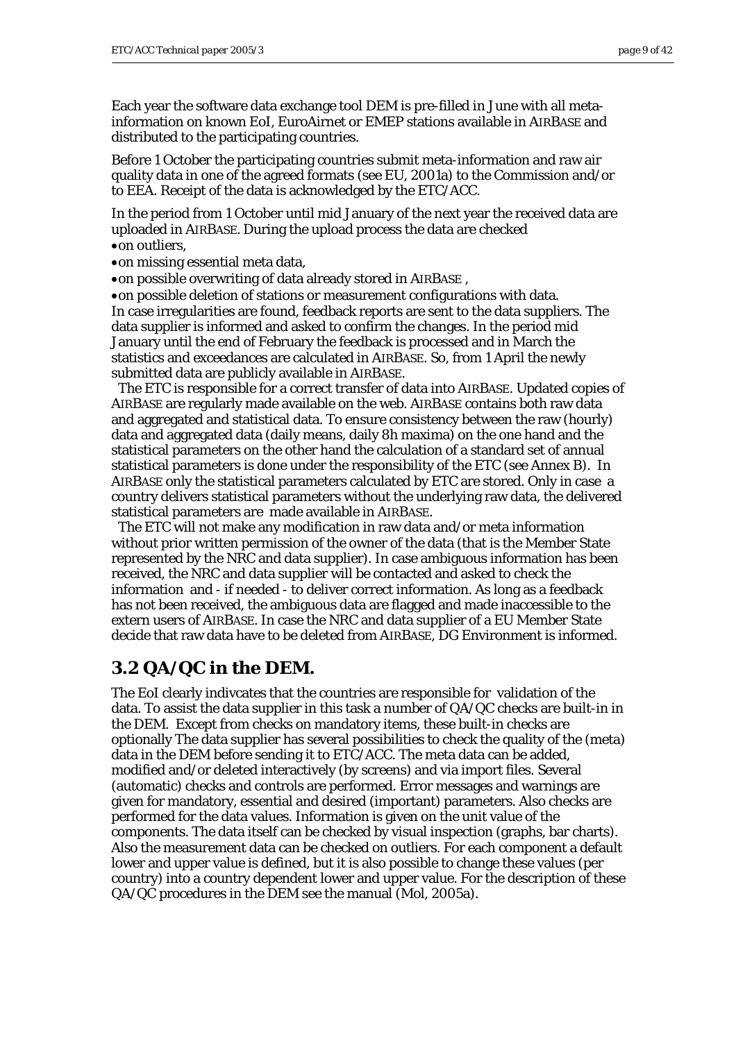Each year the software data exchange tool DEM is pre-filled in June with all meta-information on known EoI, EuroAirnet or EMEP stations available in AIRBASE and distributed to the participating countries.

Before 1 October the participating countries submit meta-information and raw air quality data in one of the agreed formats (see EU, 2001a) to the Commission and/or to EEA. Receipt of the data is acknowledged by the ETC/ACC.

In the period from 1 October until mid January of the next year the received data are uploaded in AIRBASE. During the upload process the data are checked

- on outliers,
- on missing essential meta data,
- on possible overwriting of data already stored in AIRBASE ,
- on possible deletion of stations or measurement configurations with data.

In case irregularities are found, feedback reports are sent to the data suppliers. The data supplier is informed and asked to confirm the changes. In the period mid January until the end of February the feedback is processed and in March the statistics and exceedances are calculated in AIRBASE. So, from 1 April the newly submitted data are publicly available in AIRBASE.

The ETC is responsible for a correct transfer of data into AIRBASE. Updated copies of AIRBASE are regularly made available on the web. AIRBASE contains both raw data and aggregated and statistical data. To ensure consistency between the raw (hourly) data and aggregated data (daily means, daily 8h maxima) on the one hand and the statistical parameters on the other hand the calculation of a standard set of annual statistical parameters is done under the responsibility of the ETC (see Annex B). In AIRBASE only the statistical parameters calculated by ETC are stored. Only in case a country delivers statistical parameters without the underlying raw data, the delivered statistical parameters are made available in AIRBASE.

The ETC will not make any modification in raw data and/or meta information without prior written permission of the owner of the data (that is the Member State represented by the NRC and data supplier). In case ambiguous information has been received, the NRC and data supplier will be contacted and asked to check the information and - if needed - to deliver correct information. As long as a feedback has not been received, the ambiguous data are flagged and made inaccessible to the extern users of AIRBASE. In case the NRC and data supplier of a EU Member State decide that raw data have to be deleted from AIRBASE, DG Environment is informed.

## 3.2 QA/QC in the DEM.

The EoI clearly indivcates that the countries are responsible for validation of the data. To assist the data supplier in this task a number of QA/QC checks are built-in in the DEM. Except from checks on mandatory items, these built-in checks are optionally The data supplier has several possibilities to check the quality of the (meta) data in the DEM before sending it to ETC/ACC. The meta data can be added, modified and/or deleted interactively (by screens) and via import files. Several (automatic) checks and controls are performed. Error messages and warnings are given for mandatory, essential and desired (important) parameters. Also checks are performed for the data values. Information is given on the unit value of the components. The data itself can be checked by visual inspection (graphs, bar charts). Also the measurement data can be checked on outliers. For each component a default lower and upper value is defined, but it is also possible to change these values (per country) into a country dependent lower and upper value. For the description of these QA/QC procedures in the DEM see the manual (Mol, 2005a).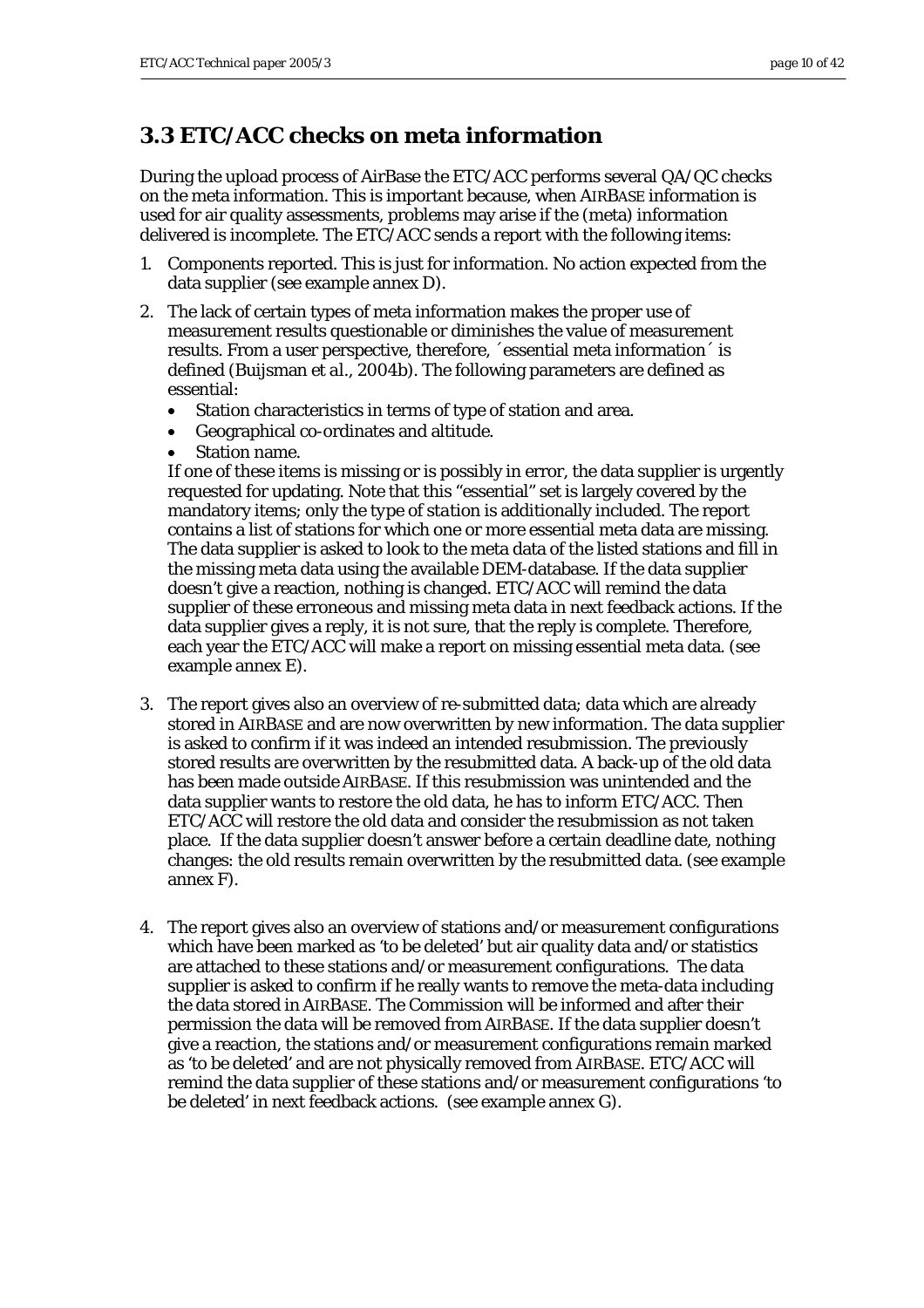## 3.3 ETC/ACC checks on meta information

During the upload process of AirBase the ETC/ACC performs several QA/QC checks on the meta information. This is important because, when AIRBASE information is used for air quality assessments, problems may arise if the (meta) information delivered is incomplete. The ETC/ACC sends a report with the following items:

1. Components reported. This is just for information. No action expected from the data supplier (see example annex D).
2. The lack of certain types of meta information makes the proper use of measurement results questionable or diminishes the value of measurement results. From a user perspective, therefore, ´essential meta information´ is defined (Buijsman et al., 2004b). The following parameters are defined as essential:
   - Station characteristics in terms of type of station and area.
   - Geographical co-ordinates and altitude.
   - Station name.

   If one of these items is missing or is possibly in error, the data supplier is urgently requested for updating. Note that this "essential" set is largely covered by the mandatory items; only the *type of station* is additionally included. The report contains a list of stations for which one or more essential meta data are missing. The data supplier is asked to look to the meta data of the listed stations and fill in the missing meta data using the available DEM-database. If the data supplier doesn't give a reaction, nothing is changed. ETC/ACC will remind the data supplier of these erroneous and missing meta data in next feedback actions. If the data supplier gives a reply, it is not sure, that the reply is complete. Therefore, each year the ETC/ACC will make a report on missing essential meta data. (see example annex E).
3. The report gives also an overview of re-submitted data; data which are already stored in AIRBASE and are now overwritten by new information. The data supplier is asked to confirm if it was indeed an intended resubmission. The previously stored results are overwritten by the resubmitted data. A back-up of the old data has been made outside AIRBASE. If this resubmission was unintended and the data supplier wants to restore the old data, he has to inform ETC/ACC. Then ETC/ACC will restore the old data and consider the resubmission as not taken place. If the data supplier doesn't answer before a certain deadline date, nothing changes: the old results remain overwritten by the resubmitted data. (see example annex F).
4. The report gives also an overview of stations and/or measurement configurations which have been marked as 'to be deleted' but air quality data and/or statistics are attached to these stations and/or measurement configurations. The data supplier is asked to confirm if he really wants to remove the meta-data including the data stored in AIRBASE. The Commission will be informed and after their permission the data will be removed from AIRBASE. If the data supplier doesn't give a reaction, the stations and/or measurement configurations remain marked as 'to be deleted' and are not physically removed from AIRBASE. ETC/ACC will remind the data supplier of these stations and/or measurement configurations 'to be deleted' in next feedback actions. (see example annex G).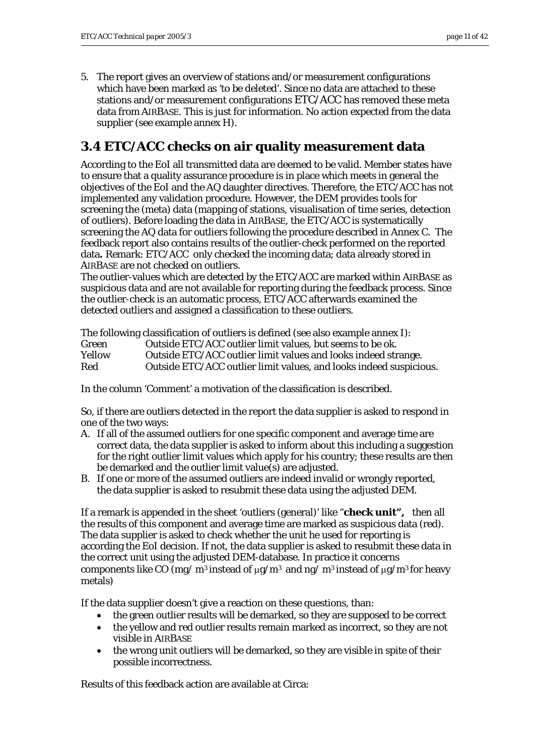5. The report gives an overview of stations and/or measurement configurations which have been marked as 'to be deleted'. Since no data are attached to these stations and/or measurement configurations ETC/ACC has removed these meta data from AIRBASE. This is just for information. No action expected from the data supplier (see example annex H).

## 3.4 ETC/ACC checks on air quality measurement data

According to the EoI all transmitted data are deemed to be valid. Member states have to ensure that a quality assurance procedure is in place which meets in general the objectives of the EoI and the AQ daughter directives. Therefore, the ETC/ACC has not implemented any validation procedure. However, the DEM provides tools for screening the (meta) data (mapping of stations, visualisation of time series, detection of outliers). Before loading the data in AIRBASE, the ETC/ACC is systematically screening the AQ data for outliers following the procedure described in Annex C. The feedback report also contains results of the outlier-check performed on the reported data**.** Remark: ETC/ACC only checked the incoming data; data already stored in AIRBASE are not checked on outliers.
The outlier-values which are detected by the ETC/ACC are marked within AIRBASE as suspicious data and are not available for reporting during the feedback process. Since the outlier-check is an automatic process, ETC/ACC afterwards examined the detected outliers and assigned a classification to these outliers.

The following classification of outliers is defined (see also example annex I):

| | |
|---|---|
| Green | Outside ETC/ACC outlier limit values, but seems to be ok. |
| Yellow | Outside ETC/ACC outlier limit values and looks indeed strange. |
| Red | Outside ETC/ACC outlier limit values, and looks indeed suspicious. |

In the column 'Comment' a motivation of the classification is described.

So, if there are outliers detected in the report the data supplier is asked to respond in one of the two ways:

A. If all of the assumed outliers for one specific component and average time are correct data, the data supplier is asked to inform about this including a suggestion for the right outlier limit values which apply for his country; these results are then be demarked and the outlier limit value(s) are adjusted.
B. If one or more of the assumed outliers are indeed invalid or wrongly reported, the data supplier is asked to resubmit these data using the adjusted DEM.

If a remark is appended in the sheet 'outliers (general)' like "**check unit",** then all the results of this component and average time are marked as suspicious data (red). The data supplier is asked to check whether the unit he used for reporting is according the EoI decision. If not, the data supplier is asked to resubmit these data in the correct unit using the adjusted DEM-database. In practice it concerns components like CO (mg/ m$^3$ instead of μg/m$^3$ and ng/ m$^3$ instead of μg/m$^3$ for heavy metals)

If the data supplier doesn't give a reaction on these questions, than:

- the green outlier results will be demarked, so they are supposed to be correct
- the yellow and red outlier results remain marked as incorrect, so they are not visible in AIRBASE
- the wrong unit outliers will be demarked, so they are visible in spite of their possible incorrectness.

Results of this feedback action are available at Circa: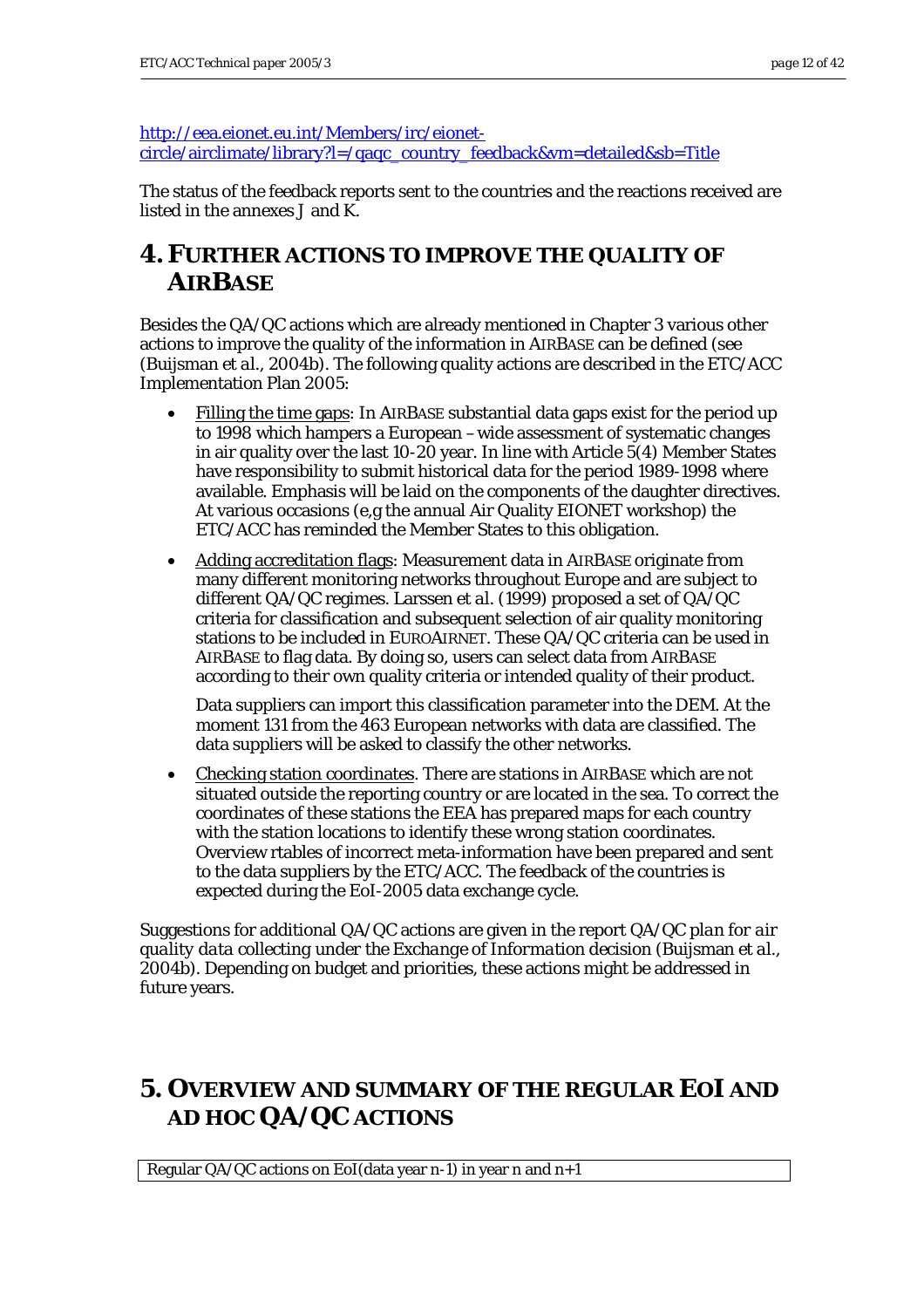http://eea.eionet.eu.int/Members/irc/eionet-circle/airclimate/library?l=/qaqc_country_feedback&vm=detailed&sb=Title

The status of the feedback reports sent to the countries and the reactions received are listed in the annexes J and K.

# 4. FURTHER ACTIONS TO IMPROVE THE QUALITY OF AIRBASE

Besides the QA/QC actions which are already mentioned in Chapter 3 various other actions to improve the quality of the information in AIRBASE can be defined (see (Buijsman et al., 2004b). The following quality actions are described in the ETC/ACC Implementation Plan 2005:

- Filling the time gaps: In AIRBASE substantial data gaps exist for the period up to 1998 which hampers a European –wide assessment of systematic changes in air quality over the last 10-20 year. In line with Article 5(4) Member States have responsibility to submit historical data for the period 1989-1998 where available. Emphasis will be laid on the components of the daughter directives. At various occasions (e,g the annual Air Quality EIONET workshop) the ETC/ACC has reminded the Member States to this obligation.

- Adding accreditation flags: Measurement data in AIRBASE originate from many different monitoring networks throughout Europe and are subject to different QA/QC regimes. Larssen et al. (1999) proposed a set of QA/QC criteria for classification and subsequent selection of air quality monitoring stations to be included in EUROAIRNET. These QA/QC criteria can be used in AIRBASE to flag data. By doing so, users can select data from AIRBASE according to their own quality criteria or intended quality of their product.

  Data suppliers can import this classification parameter into the DEM. At the moment 131 from the 463 European networks with data are classified. The data suppliers will be asked to classify the other networks.

- Checking station coordinates. There are stations in AIRBASE which are not situated outside the reporting country or are located in the sea. To correct the coordinates of these stations the EEA has prepared maps for each country with the station locations to identify these wrong station coordinates. Overview rtables of incorrect meta-information have been prepared and sent to the data suppliers by the ETC/ACC. The feedback of the countries is expected during the EoI-2005 data exchange cycle.

Suggestions for additional QA/QC actions are given in the report *QA/QC plan for air quality data collecting under the Exchange of Information decision* (Buijsman et al., 2004b). Depending on budget and priorities, these actions might be addressed in future years.

# 5. OVERVIEW AND SUMMARY OF THE REGULAR EOI AND AD HOC QA/QC ACTIONS

| Regular QA/QC actions on EoI(data year n-1) in year n and n+1 |
|---|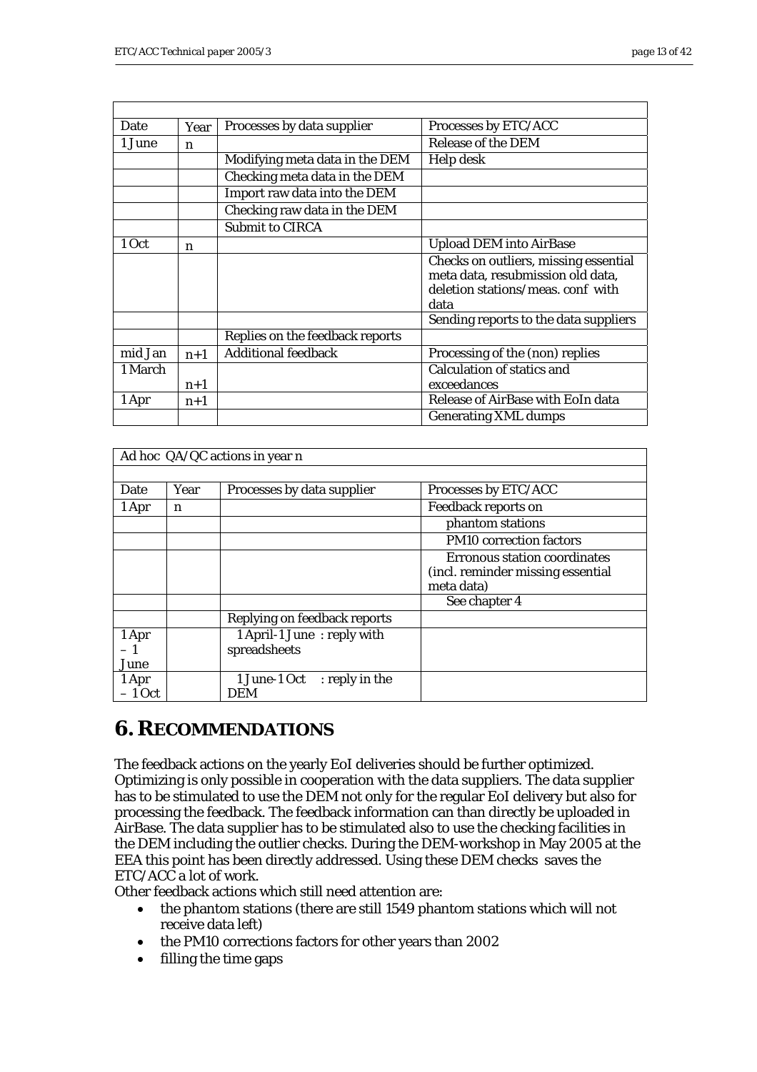| Date | Year | Processes by data supplier | Processes by ETC/ACC |
|---|---|---|---|
| 1 June | n | | Release of the DEM |
| | | Modifying meta data in the DEM | Help desk |
| | | Checking meta data in the DEM | |
| | | Import raw data into the DEM | |
| | | Checking raw data in the DEM | |
| | | Submit to CIRCA | |
| 1 Oct | n | | Upload DEM into AirBase |
| | | | Checks on outliers, missing essential meta data, resubmission old data, deletion stations/meas. conf with data |
| | | | Sending reports to the data suppliers |
| | | Replies on the feedback reports | |
| mid Jan | n+1 | Additional feedback | Processing of the (non) replies |
| 1 March | n+1 | | Calculation of statics and exceedances |
| 1 Apr | n+1 | | Release of AirBase with EoIn data |
| | | | Generating XML dumps |

| Ad hoc QA/QC actions in year n | | | |
|---|---|---|---|
| Date | Year | Processes by data supplier | Processes by ETC/ACC |
| 1 Apr | n | | Feedback reports on |
| | | | phantom stations |
| | | | PM10 correction factors |
| | | | Erronous station coordinates (incl. reminder missing essential meta data) |
| | | | See chapter 4 |
| | | Replying on feedback reports | |
| 1 Apr – 1 June | | 1 April-1 June : reply with spreadsheets | |
| 1 Apr – 1 Oct | | 1 June-1 Oct : reply in the DEM | |

# 6. RECOMMENDATIONS

The feedback actions on the yearly EoI deliveries should be further optimized. Optimizing is only possible in cooperation with the data suppliers. The data supplier has to be stimulated to use the DEM not only for the regular EoI delivery but also for processing the feedback. The feedback information can than directly be uploaded in AirBase. The data supplier has to be stimulated also to use the checking facilities in the DEM including the outlier checks. During the DEM-workshop in May 2005 at the EEA this point has been directly addressed. Using these DEM checks saves the ETC/ACC a lot of work.

Other feedback actions which still need attention are:

- the phantom stations (there are still 1549 phantom stations which will not receive data left)
- the PM10 corrections factors for other years than 2002
- filling the time gaps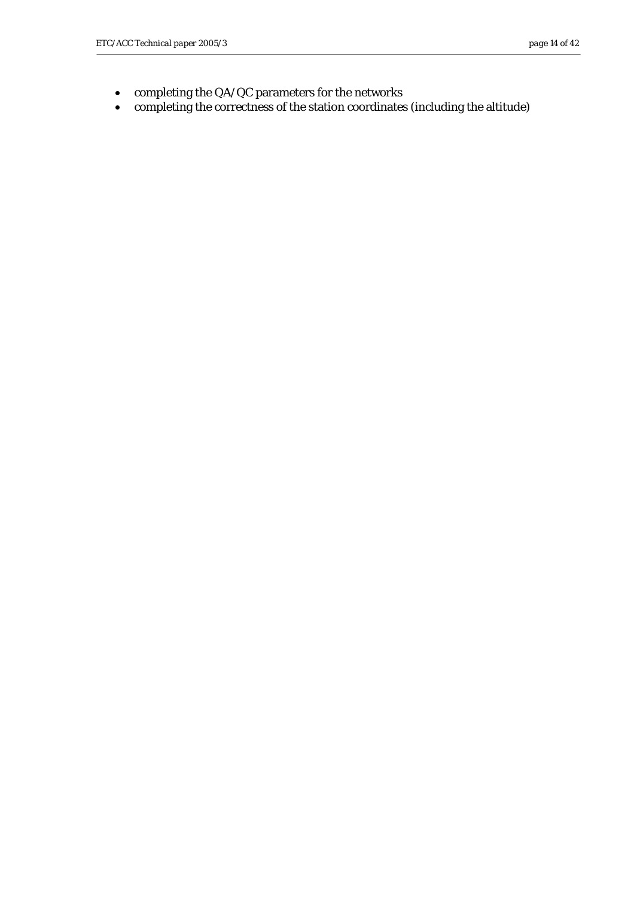- completing the QA/QC parameters for the networks
- completing the correctness of the station coordinates (including the altitude)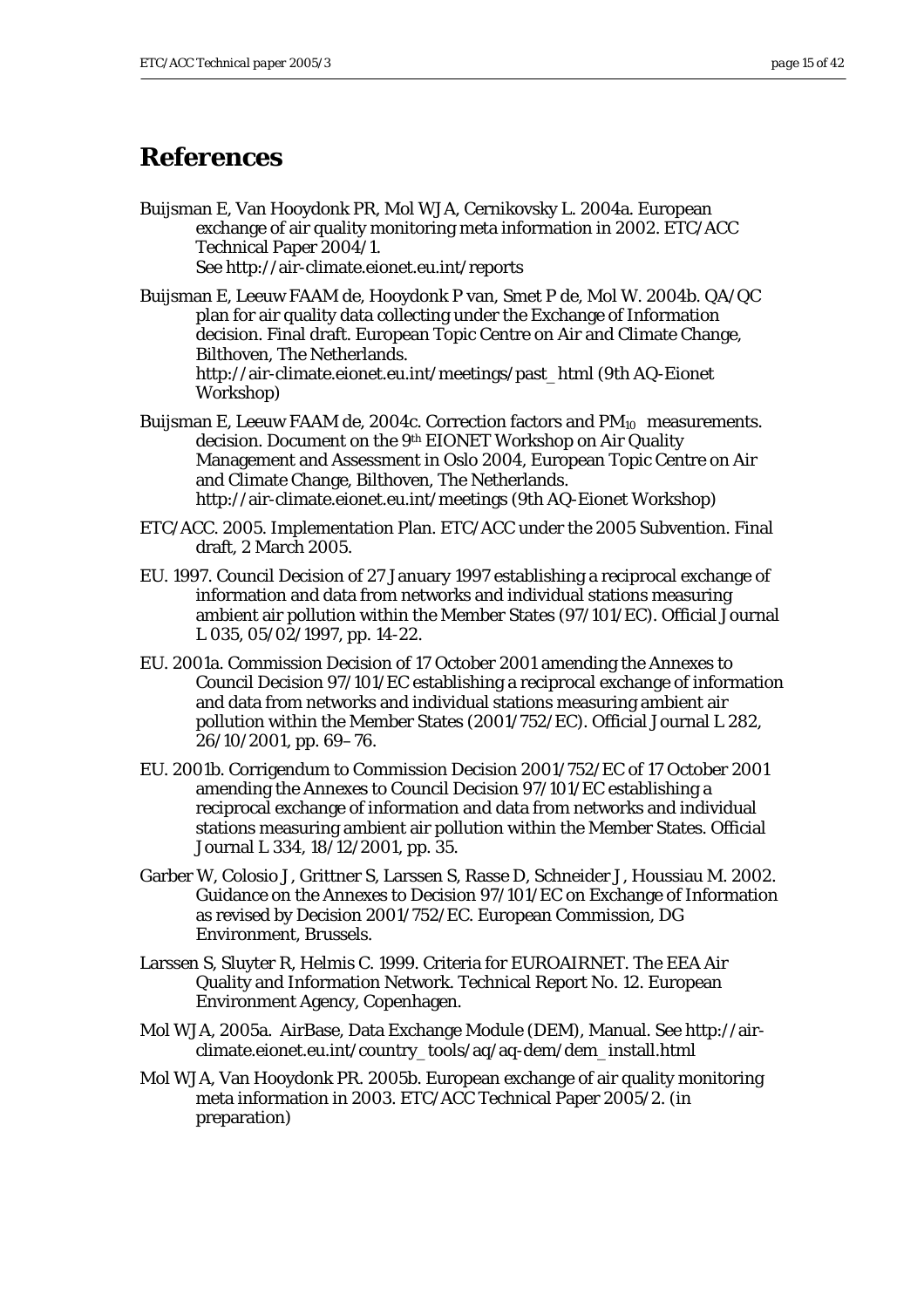# References

Buijsman E, Van Hooydonk PR, Mol WJA, Cernikovsky L. 2004a. European exchange of air quality monitoring meta information in 2002. ETC/ACC Technical Paper 2004/1.
See http://air-climate.eionet.eu.int/reports

Buijsman E, Leeuw FAAM de, Hooydonk P van, Smet P de, Mol W. 2004b. QA/QC plan for air quality data collecting under the Exchange of Information decision. Final draft. European Topic Centre on Air and Climate Change, Bilthoven, The Netherlands.
http://air-climate.eionet.eu.int/meetings/past_html (9th AQ-Eionet Workshop)

Buijsman E, Leeuw FAAM de, 2004c. Correction factors and $PM_{10}$ measurements. decision. Document on the 9[th] EIONET Workshop on Air Quality Management and Assessment in Oslo 2004, European Topic Centre on Air and Climate Change, Bilthoven, The Netherlands.
http://air-climate.eionet.eu.int/meetings (9th AQ-Eionet Workshop)

ETC/ACC. 2005. Implementation Plan. ETC/ACC under the 2005 Subvention. Final draft, 2 March 2005.

EU. 1997. Council Decision of 27 January 1997 establishing a reciprocal exchange of information and data from networks and individual stations measuring ambient air pollution within the Member States (97/101/EC). Official Journal L 035, 05/02/1997, pp. 14-22.

EU. 2001a. Commission Decision of 17 October 2001 amending the Annexes to Council Decision 97/101/EC establishing a reciprocal exchange of information and data from networks and individual stations measuring ambient air pollution within the Member States (2001/752/EC). Official Journal L 282, 26/10/2001, pp. 69–76.

EU. 2001b. Corrigendum to Commission Decision 2001/752/EC of 17 October 2001 amending the Annexes to Council Decision 97/101/EC establishing a reciprocal exchange of information and data from networks and individual stations measuring ambient air pollution within the Member States. Official Journal L 334, 18/12/2001, pp. 35.

Garber W, Colosio J, Grittner S, Larssen S, Rasse D, Schneider J, Houssiau M. 2002. Guidance on the Annexes to Decision 97/101/EC on Exchange of Information as revised by Decision 2001/752/EC. European Commission, DG Environment, Brussels.

Larssen S, Sluyter R, Helmis C. 1999. Criteria for EUROAIRNET. The EEA Air Quality and Information Network. Technical Report No. 12. European Environment Agency, Copenhagen.

Mol WJA, 2005a. AirBase, Data Exchange Module (DEM), Manual. See http://air-climate.eionet.eu.int/country_tools/aq/aq-dem/dem_install.html

Mol WJA, Van Hooydonk PR. 2005b. European exchange of air quality monitoring meta information in 2003. ETC/ACC Technical Paper 2005/2. (in preparation)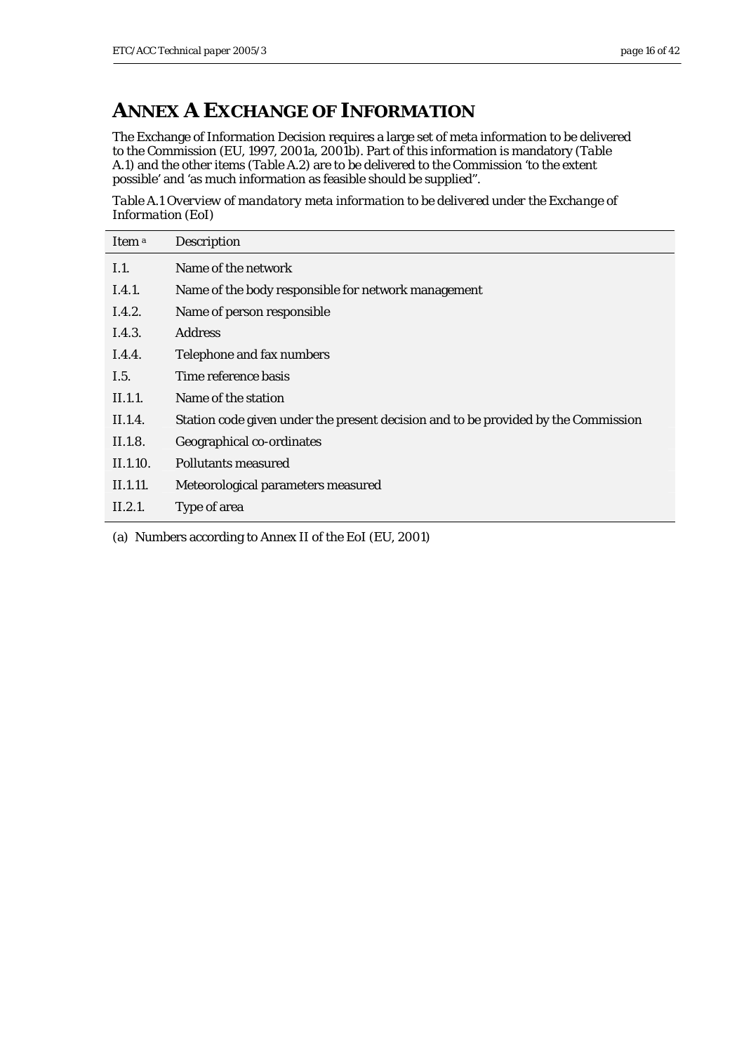# ANNEX A EXCHANGE OF INFORMATION

The Exchange of Information Decision requires a large set of meta information to be delivered to the Commission (EU, 1997, 2001a, 2001b). Part of this information is mandatory (*Table A.1*) and the other items (*Table A.2*) are to be delivered to the Commission 'to the extent possible' and 'as much information as feasible should be supplied".

*Table A.1 Overview of mandatory meta information to be delivered under the Exchange of Information (EoI)*

| Item [a] | Description |
|---|---|
| I.1. | Name of the network |
| I.4.1. | Name of the body responsible for network management |
| I.4.2. | Name of person responsible |
| I.4.3. | Address |
| I.4.4. | Telephone and fax numbers |
| I.5. | Time reference basis |
| II.1.1. | Name of the station |
| II.1.4. | Station code given under the present decision and to be provided by the Commission |
| II.1.8. | Geographical co-ordinates |
| II.1.10. | Pollutants measured |
| II.1.11. | Meteorological parameters measured |
| II.2.1. | Type of area |

(a) Numbers according to Annex II of the EoI (EU, 2001)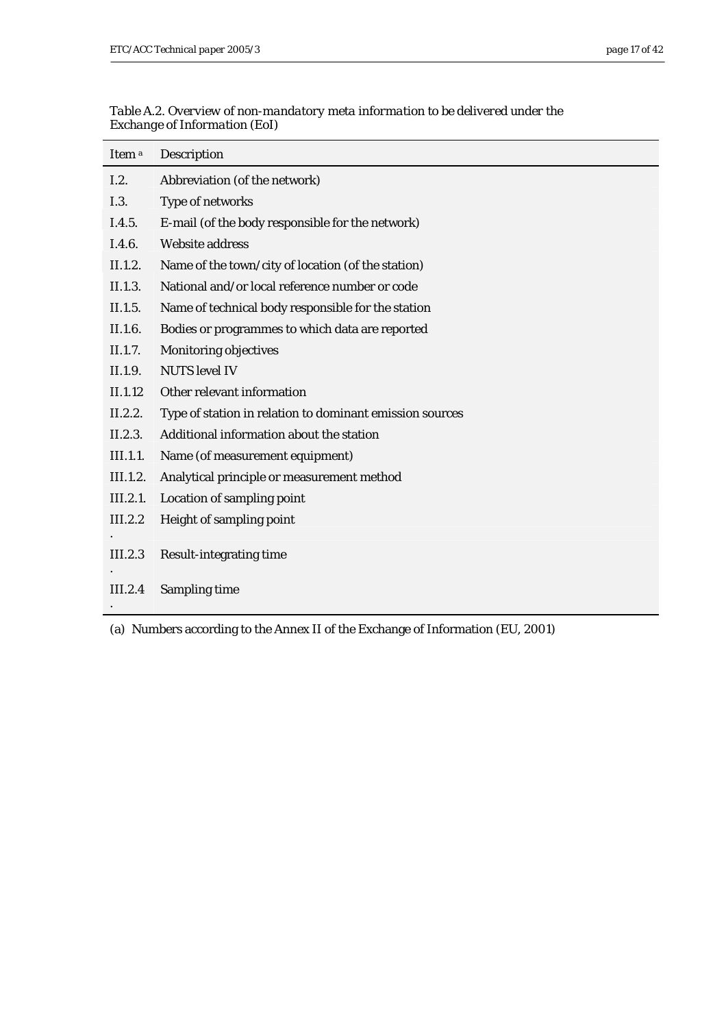*Table A.2. Overview of non-mandatory meta information to be delivered under the Exchange of Information (EoI)*

| Item [a] | Description |
|---|---|
| I.2. | Abbreviation (of the network) |
| I.3. | Type of networks |
| I.4.5. | E-mail (of the body responsible for the network) |
| I.4.6. | Website address |
| II.1.2. | Name of the town/city of location (of the station) |
| II.1.3. | National and/or local reference number or code |
| II.1.5. | Name of technical body responsible for the station |
| II.1.6. | Bodies or programmes to which data are reported |
| II.1.7. | Monitoring objectives |
| II.1.9. | NUTS level IV |
| II.1.12 | Other relevant information |
| II.2.2. | Type of station in relation to dominant emission sources |
| II.2.3. | Additional information about the station |
| III.1.1. | Name (of measurement equipment) |
| III.1.2. | Analytical principle or measurement method |
| III.2.1. | Location of sampling point |
| III.2.2. | Height of sampling point |
| III.2.3. | Result-integrating time |
| III.2.4. | Sampling time |

(a) Numbers according to the Annex II of the Exchange of Information (EU, 2001)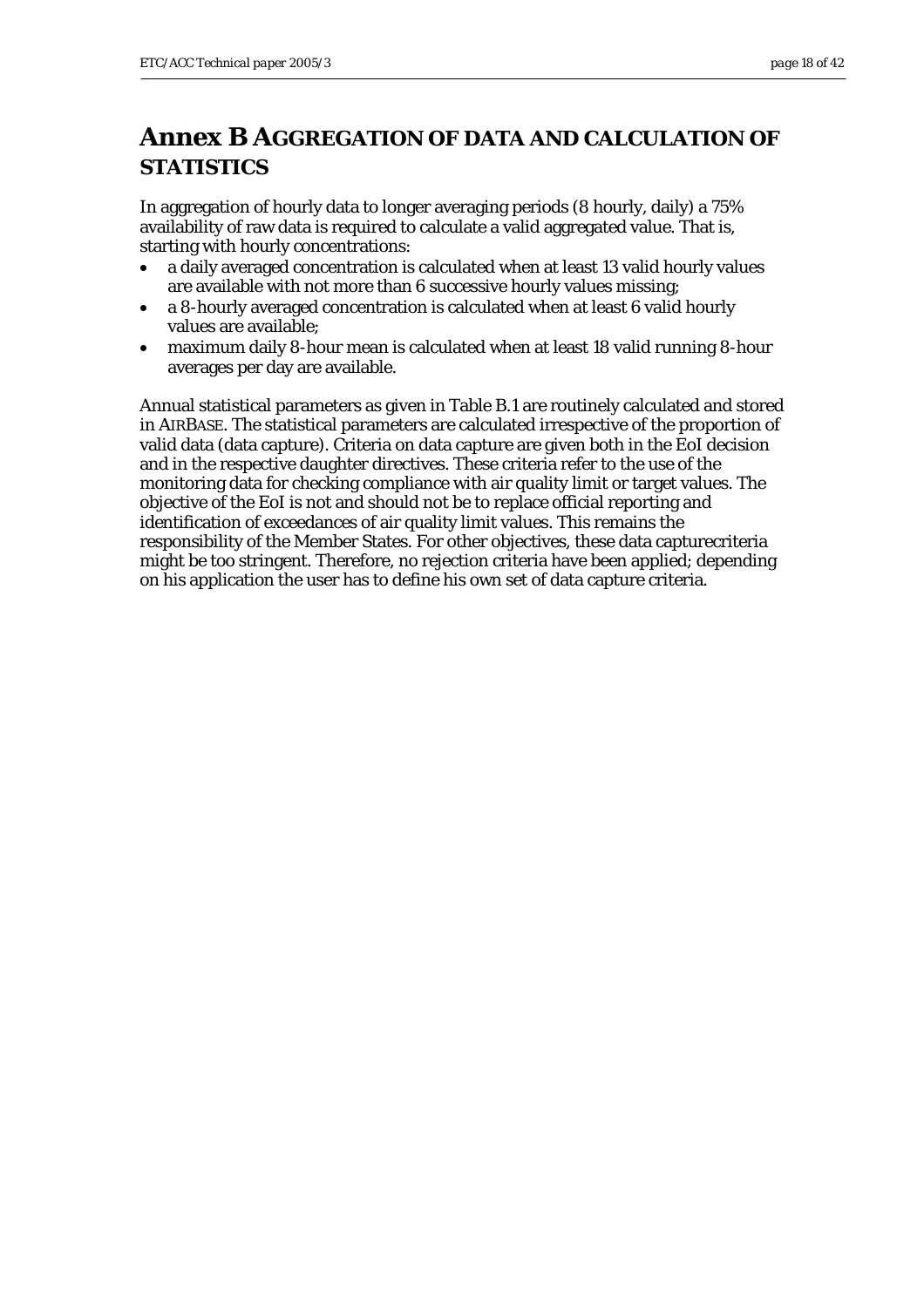# Annex B AGGREGATION OF DATA AND CALCULATION OF STATISTICS

In aggregation of hourly data to longer averaging periods (8 hourly, daily) a 75% availability of raw data is required to calculate a valid aggregated value. That is, starting with hourly concentrations:

- a daily averaged concentration is calculated when at least 13 valid hourly values are available with not more than 6 successive hourly values missing;
- a 8-hourly averaged concentration is calculated when at least 6 valid hourly values are available;
- maximum daily 8-hour mean is calculated when at least 18 valid running 8-hour averages per day are available.

Annual statistical parameters as given in Table B.1 are routinely calculated and stored in AIRBASE. The statistical parameters are calculated irrespective of the proportion of valid data (data capture). Criteria on data capture are given both in the EoI decision and in the respective daughter directives. These criteria refer to the use of the monitoring data for checking compliance with air quality limit or target values. The objective of the EoI is not and should not be to replace official reporting and identification of exceedances of air quality limit values. This remains the responsibility of the Member States. For other objectives, these data capturecriteria might be too stringent. Therefore, no rejection criteria have been applied; depending on his application the user has to define his own set of data capture criteria.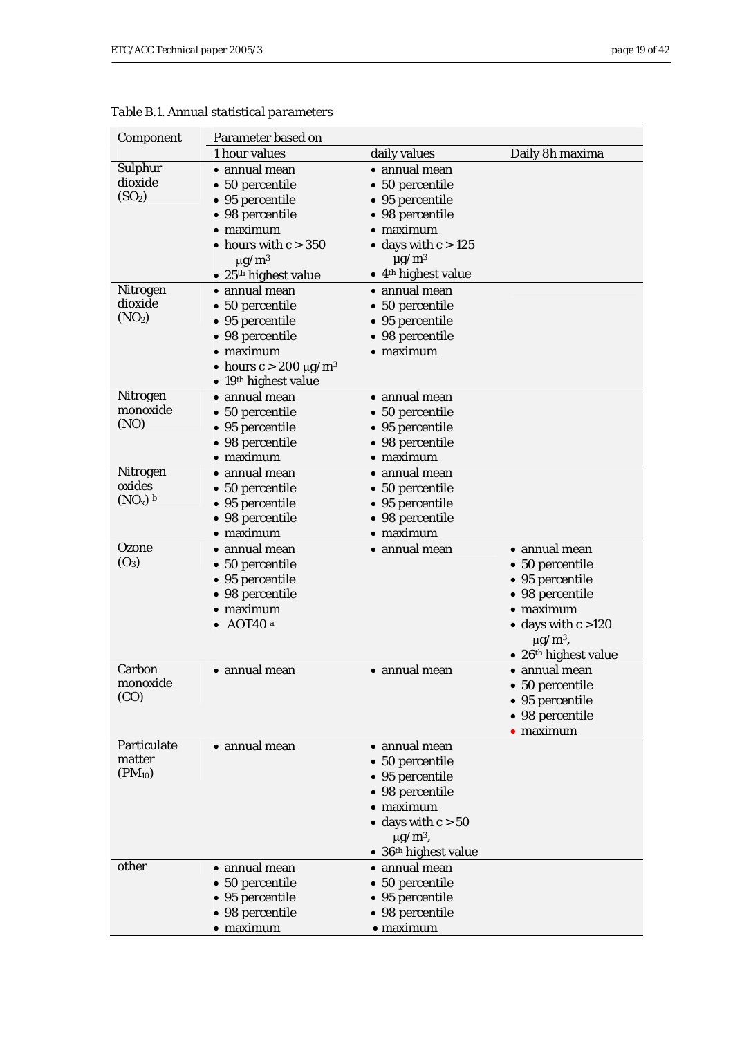*Table B.1. Annual statistical parameters*

| Component | Parameter based on | | |
|---|---|---|---|
| | 1 hour values | daily values | Daily 8h maxima |
| Sulphur dioxide ($SO_2$) | • annual mean<br>• 50 percentile<br>• 95 percentile<br>• 98 percentile<br>• maximum<br>• hours with c > 350 μg/m³<br>• 25th highest value | • annual mean<br>• 50 percentile<br>• 95 percentile<br>• 98 percentile<br>• maximum<br>• days with c > 125 μg/m³<br>• 4th highest value | |
| Nitrogen dioxide ($NO_2$) | • annual mean<br>• 50 percentile<br>• 95 percentile<br>• 98 percentile<br>• maximum<br>• hours c > 200 μg/m³<br>• 19th highest value | • annual mean<br>• 50 percentile<br>• 95 percentile<br>• 98 percentile<br>• maximum | |
| Nitrogen monoxide (NO) | • annual mean<br>• 50 percentile<br>• 95 percentile<br>• 98 percentile<br>• maximum | • annual mean<br>• 50 percentile<br>• 95 percentile<br>• 98 percentile<br>• maximum | |
| Nitrogen oxides ($NO_x$) [b] | • annual mean<br>• 50 percentile<br>• 95 percentile<br>• 98 percentile<br>• maximum | • annual mean<br>• 50 percentile<br>• 95 percentile<br>• 98 percentile<br>• maximum | |
| Ozone ($O_3$) | • annual mean<br>• 50 percentile<br>• 95 percentile<br>• 98 percentile<br>• maximum<br>• AOT40 [a] | • annual mean | • annual mean<br>• 50 percentile<br>• 95 percentile<br>• 98 percentile<br>• maximum<br>• days with c >120 μg/m³,<br>• 26th highest value |
| Carbon monoxide (CO) | • annual mean | • annual mean | • annual mean<br>• 50 percentile<br>• 95 percentile<br>• 98 percentile<br>• maximum |
| Particulate matter ($PM_{10}$) | • annual mean | • annual mean<br>• 50 percentile<br>• 95 percentile<br>• 98 percentile<br>• maximum<br>• days with c > 50 μg/m³,<br>• 36th highest value | |
| other | • annual mean<br>• 50 percentile<br>• 95 percentile<br>• 98 percentile<br>• maximum | • annual mean<br>• 50 percentile<br>• 95 percentile<br>• 98 percentile<br>• maximum | |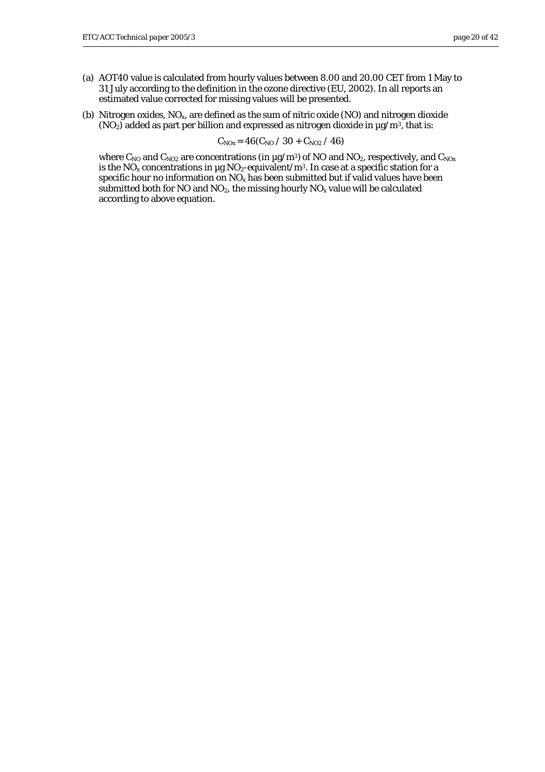(a) AOT40 value is calculated from hourly values between 8.00 and 20.00 CET from 1 May to 31 July according to the definition in the ozone directive (EU, 2002). In all reports an estimated value corrected for missing values will be presented.

(b) Nitrogen oxides, $NO_x$, are defined as the sum of nitric oxide (NO) and nitrogen dioxide ($NO_2$) added as part per billion and expressed as nitrogen dioxide in µg/m$^3$, that is:

$$C_{NOx} = 46(C_{NO} / 30 + C_{NO2} / 46)$$

where $C_{NO}$ and $C_{NO2}$ are concentrations (in µg/m$^3$) of NO and $NO_2$, respectively, and $C_{NOx}$ is the $NO_x$ concentrations in µg $NO_2$-equivalent/m$^3$. In case at a specific station for a specific hour no information on $NO_x$ has been submitted but if valid values have been submitted both for NO and $NO_2$, the missing hourly $NO_x$ value will be calculated according to above equation.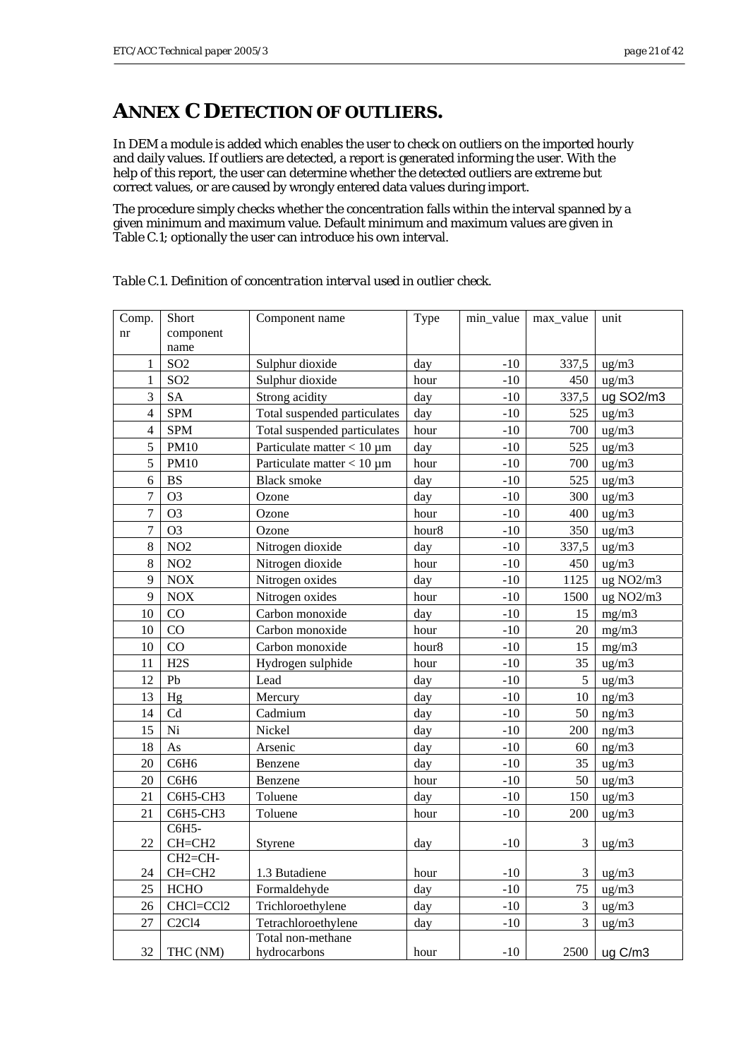# ANNEX C DETECTION OF OUTLIERS.

In DEM a module is added which enables the user to check on outliers on the imported hourly and daily values. If outliers are detected, a report is generated informing the user. With the help of this report, the user can determine whether the detected outliers are extreme but correct values, or are caused by wrongly entered data values during import.

The procedure simply checks whether the concentration falls within the interval spanned by a given minimum and maximum value. Default minimum and maximum values are given in Table C.1; optionally the user can introduce his own interval.

*Table C.1. Definition of concentration interval used in outlier check.*

| Comp. nr | Short component name | Component name | Type | min_value | max_value | unit |
|---|---|---|---|---|---|---|
| 1 | $SO_2$ | Sulphur dioxide | day | -10 | 337,5 | ug/m3 |
| 1 | $SO_2$ | Sulphur dioxide | hour | -10 | 450 | ug/m3 |
| 3 | SA | Strong acidity | day | -10 | 337,5 | ug SO2/m3 |
| 4 | SPM | Total suspended particulates | day | -10 | 525 | ug/m3 |
| 4 | SPM | Total suspended particulates | hour | -10 | 700 | ug/m3 |
| 5 | PM10 | Particulate matter < 10 µm | day | -10 | 525 | ug/m3 |
| 5 | PM10 | Particulate matter < 10 µm | hour | -10 | 700 | ug/m3 |
| 6 | BS | Black smoke | day | -10 | 525 | ug/m3 |
| 7 | $O_3$ | Ozone | day | -10 | 300 | ug/m3 |
| 7 | $O_3$ | Ozone | hour | -10 | 400 | ug/m3 |
| 7 | $O_3$ | Ozone | hour8 | -10 | 350 | ug/m3 |
| 8 | $NO_2$ | Nitrogen dioxide | day | -10 | 337,5 | ug/m3 |
| 8 | $NO_2$ | Nitrogen dioxide | hour | -10 | 450 | ug/m3 |
| 9 | NOX | Nitrogen oxides | day | -10 | 1125 | ug NO2/m3 |
| 9 | NOX | Nitrogen oxides | hour | -10 | 1500 | ug NO2/m3 |
| 10 | CO | Carbon monoxide | day | -10 | 15 | mg/m3 |
| 10 | CO | Carbon monoxide | hour | -10 | 20 | mg/m3 |
| 10 | CO | Carbon monoxide | hour8 | -10 | 15 | mg/m3 |
| 11 | $H_2S$ | Hydrogen sulphide | hour | -10 | 35 | ug/m3 |
| 12 | Pb | Lead | day | -10 | 5 | ug/m3 |
| 13 | Hg | Mercury | day | -10 | 10 | ng/m3 |
| 14 | Cd | Cadmium | day | -10 | 50 | ng/m3 |
| 15 | Ni | Nickel | day | -10 | 200 | ng/m3 |
| 18 | As | Arsenic | day | -10 | 60 | ng/m3 |
| 20 | $C_6H_6$ | Benzene | day | -10 | 35 | ug/m3 |
| 20 | $C_6H_6$ | Benzene | hour | -10 | 50 | ug/m3 |
| 21 | $C_6H_5$-$CH_3$ | Toluene | day | -10 | 150 | ug/m3 |
| 21 | $C_6H_5$-$CH_3$ | Toluene | hour | -10 | 200 | ug/m3 |
| 22 | $C_6H_5$-$CH$=$CH_2$ | Styrene | day | -10 | 3 | ug/m3 |
| 24 | $CH_2$=$CH$-$CH$=$CH_2$ | 1.3 Butadiene | hour | -10 | 3 | ug/m3 |
| 25 | HCHO | Formaldehyde | day | -10 | 75 | ug/m3 |
| 26 | $CHCl$=$CCl_2$ | Trichloroethylene | day | -10 | 3 | ug/m3 |
| 27 | $C_2Cl_4$ | Tetrachloroethylene | day | -10 | 3 | ug/m3 |
| 32 | THC (NM) | Total non-methane hydrocarbons | hour | -10 | 2500 | ug C/m3 |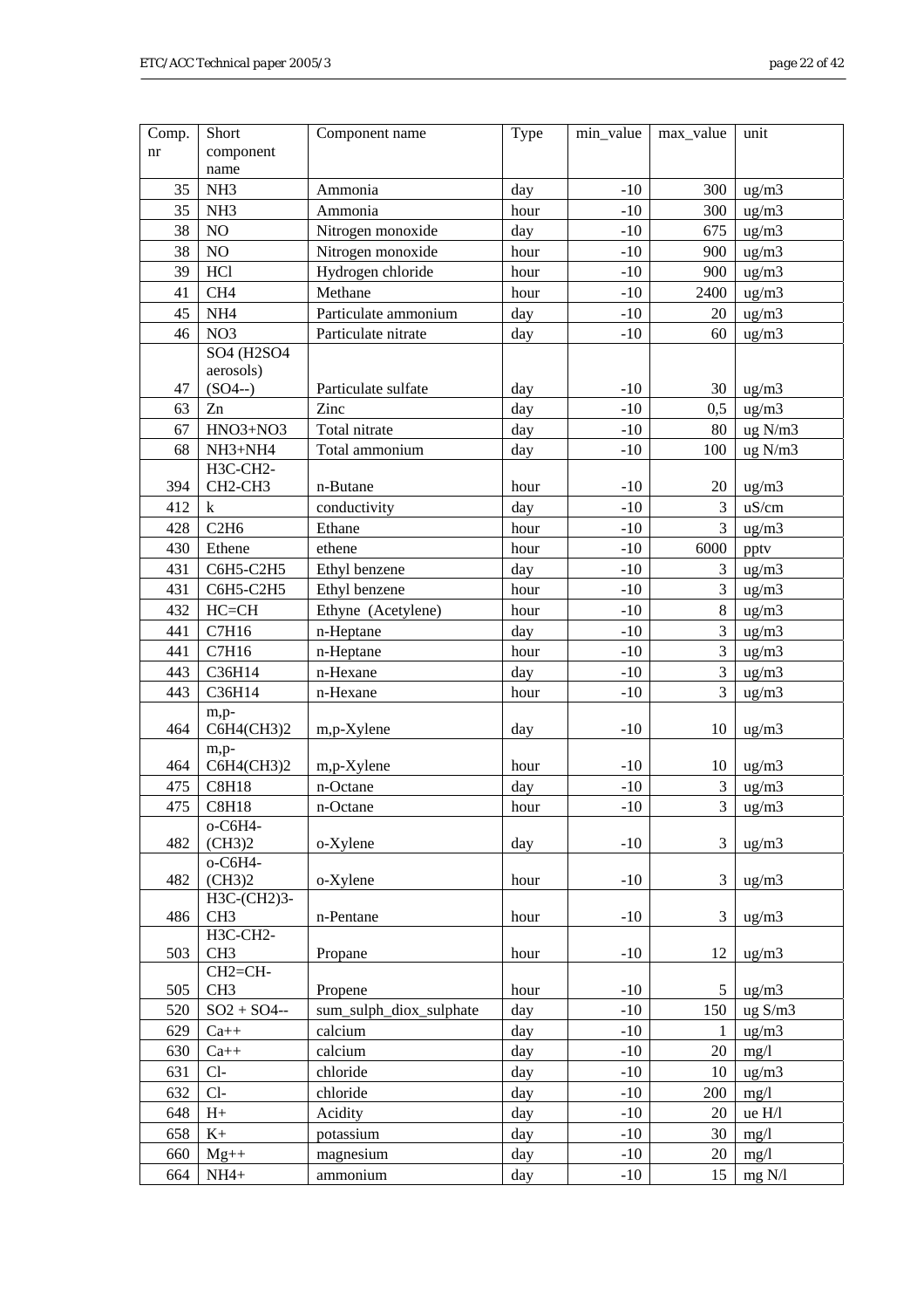| Comp. nr | Short component name | Component name | Type | min_value | max_value | unit |
|---|---|---|---|---|---|---|
| 35 | NH3 | Ammonia | day | -10 | 300 | ug/m3 |
| 35 | NH3 | Ammonia | hour | -10 | 300 | ug/m3 |
| 38 | NO | Nitrogen monoxide | day | -10 | 675 | ug/m3 |
| 38 | NO | Nitrogen monoxide | hour | -10 | 900 | ug/m3 |
| 39 | HCl | Hydrogen chloride | hour | -10 | 900 | ug/m3 |
| 41 | CH4 | Methane | hour | -10 | 2400 | ug/m3 |
| 45 | NH4 | Particulate ammonium | day | -10 | 20 | ug/m3 |
| 46 | NO3 | Particulate nitrate | day | -10 | 60 | ug/m3 |
| 47 | SO4 (H2SO4 aerosols) (SO4--) | Particulate sulfate | day | -10 | 30 | ug/m3 |
| 63 | Zn | Zinc | day | -10 | 0,5 | ug/m3 |
| 67 | HNO3+NO3 | Total nitrate | day | -10 | 80 | ug N/m3 |
| 68 | NH3+NH4 | Total ammonium | day | -10 | 100 | ug N/m3 |
| 394 | H3C-CH2-CH2-CH3 | n-Butane | hour | -10 | 20 | ug/m3 |
| 412 | k | conductivity | day | -10 | 3 | uS/cm |
| 428 | C2H6 | Ethane | hour | -10 | 3 | ug/m3 |
| 430 | Ethene | ethene | hour | -10 | 6000 | pptv |
| 431 | C6H5-C2H5 | Ethyl benzene | day | -10 | 3 | ug/m3 |
| 431 | C6H5-C2H5 | Ethyl benzene | hour | -10 | 3 | ug/m3 |
| 432 | HC=CH | Ethyne (Acetylene) | hour | -10 | 8 | ug/m3 |
| 441 | C7H16 | n-Heptane | day | -10 | 3 | ug/m3 |
| 441 | C7H16 | n-Heptane | hour | -10 | 3 | ug/m3 |
| 443 | C36H14 | n-Hexane | day | -10 | 3 | ug/m3 |
| 443 | C36H14 | n-Hexane | hour | -10 | 3 | ug/m3 |
| 464 | m,p-C6H4(CH3)2 | m,p-Xylene | day | -10 | 10 | ug/m3 |
| 464 | m,p-C6H4(CH3)2 | m,p-Xylene | hour | -10 | 10 | ug/m3 |
| 475 | C8H18 | n-Octane | day | -10 | 3 | ug/m3 |
| 475 | C8H18 | n-Octane | hour | -10 | 3 | ug/m3 |
| 482 | o-C6H4-(CH3)2 | o-Xylene | day | -10 | 3 | ug/m3 |
| 482 | o-C6H4-(CH3)2 | o-Xylene | hour | -10 | 3 | ug/m3 |
| 486 | H3C-(CH2)3-CH3 | n-Pentane | hour | -10 | 3 | ug/m3 |
| 503 | H3C-CH2-CH3 | Propane | hour | -10 | 12 | ug/m3 |
| 505 | CH2=CH-CH3 | Propene | hour | -10 | 5 | ug/m3 |
| 520 | SO2 + SO4-- | sum_sulph_diox_sulphate | day | -10 | 150 | ug S/m3 |
| 629 | Ca++ | calcium | day | -10 | 1 | ug/m3 |
| 630 | Ca++ | calcium | day | -10 | 20 | mg/l |
| 631 | Cl- | chloride | day | -10 | 10 | ug/m3 |
| 632 | Cl- | chloride | day | -10 | 200 | mg/l |
| 648 | H+ | Acidity | day | -10 | 20 | ue H/l |
| 658 | K+ | potassium | day | -10 | 30 | mg/l |
| 660 | Mg++ | magnesium | day | -10 | 20 | mg/l |
| 664 | NH4+ | ammonium | day | -10 | 15 | mg N/l |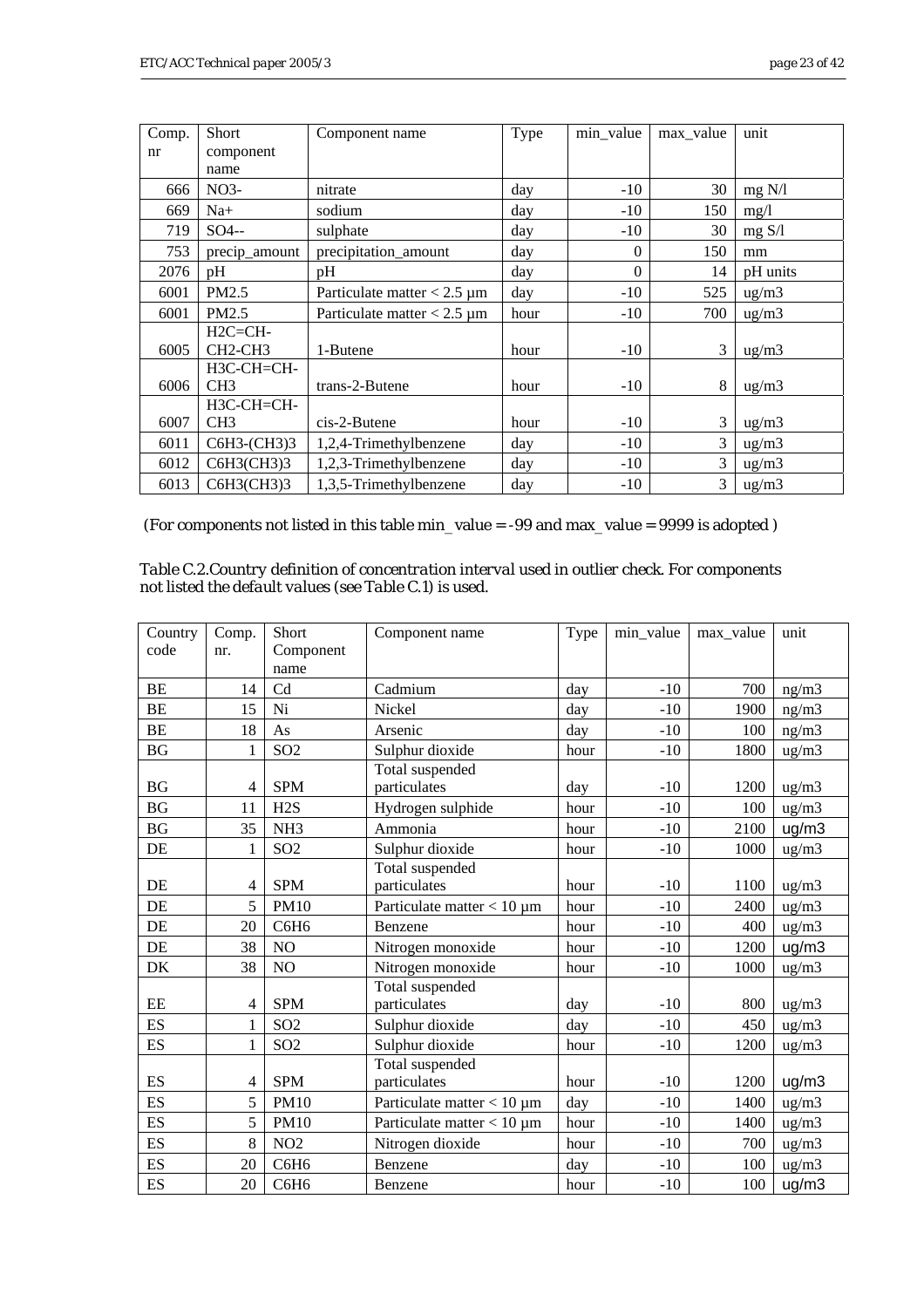| Comp. nr | Short component name | Component name | Type | min_value | max_value | unit |
|---|---|---|---|---|---|---|
| 666 | NO3- | nitrate | day | -10 | 30 | mg N/l |
| 669 | Na+ | sodium | day | -10 | 150 | mg/l |
| 719 | SO4-- | sulphate | day | -10 | 30 | mg S/l |
| 753 | precip_amount | precipitation_amount | day | 0 | 150 | mm |
| 2076 | pH | pH | day | 0 | 14 | pH units |
| 6001 | PM2.5 | Particulate matter < 2.5 µm | day | -10 | 525 | ug/m3 |
| 6001 | PM2.5 | Particulate matter < 2.5 µm | hour | -10 | 700 | ug/m3 |
| 6005 | H2C=CH-CH2-CH3 | 1-Butene | hour | -10 | 3 | ug/m3 |
| 6006 | H3C-CH=CH-CH3 | trans-2-Butene | hour | -10 | 8 | ug/m3 |
| 6007 | H3C-CH=CH-CH3 | cis-2-Butene | hour | -10 | 3 | ug/m3 |
| 6011 | C6H3-(CH3)3 | 1,2,4-Trimethylbenzene | day | -10 | 3 | ug/m3 |
| 6012 | C6H3(CH3)3 | 1,2,3-Trimethylbenzene | day | -10 | 3 | ug/m3 |
| 6013 | C6H3(CH3)3 | 1,3,5-Trimethylbenzene | day | -10 | 3 | ug/m3 |

(For components not listed in this table min_value = -99 and max_value = 9999 is adopted )

*Table C.2.Country definition of concentration interval used in outlier check. For components not listed the default values (see Table C.1) is used.*

| Country code | Comp. nr. | Short Component name | Component name | Type | min_value | max_value | unit |
|---|---|---|---|---|---|---|---|
| BE | 14 | Cd | Cadmium | day | -10 | 700 | ng/m3 |
| BE | 15 | Ni | Nickel | day | -10 | 1900 | ng/m3 |
| BE | 18 | As | Arsenic | day | -10 | 100 | ng/m3 |
| BG | 1 | SO2 | Sulphur dioxide | hour | -10 | 1800 | ug/m3 |
| BG | 4 | SPM | Total suspended particulates | day | -10 | 1200 | ug/m3 |
| BG | 11 | H2S | Hydrogen sulphide | hour | -10 | 100 | ug/m3 |
| BG | 35 | NH3 | Ammonia | hour | -10 | 2100 | ug/m3 |
| DE | 1 | SO2 | Sulphur dioxide | hour | -10 | 1000 | ug/m3 |
| DE | 4 | SPM | Total suspended particulates | hour | -10 | 1100 | ug/m3 |
| DE | 5 | PM10 | Particulate matter < 10 µm | hour | -10 | 2400 | ug/m3 |
| DE | 20 | C6H6 | Benzene | hour | -10 | 400 | ug/m3 |
| DE | 38 | NO | Nitrogen monoxide | hour | -10 | 1200 | ug/m3 |
| DK | 38 | NO | Nitrogen monoxide | hour | -10 | 1000 | ug/m3 |
| EE | 4 | SPM | Total suspended particulates | day | -10 | 800 | ug/m3 |
| ES | 1 | SO2 | Sulphur dioxide | day | -10 | 450 | ug/m3 |
| ES | 1 | SO2 | Sulphur dioxide | hour | -10 | 1200 | ug/m3 |
| ES | 4 | SPM | Total suspended particulates | hour | -10 | 1200 | ug/m3 |
| ES | 5 | PM10 | Particulate matter < 10 µm | day | -10 | 1400 | ug/m3 |
| ES | 5 | PM10 | Particulate matter < 10 µm | hour | -10 | 1400 | ug/m3 |
| ES | 8 | NO2 | Nitrogen dioxide | hour | -10 | 700 | ug/m3 |
| ES | 20 | C6H6 | Benzene | day | -10 | 100 | ug/m3 |
| ES | 20 | C6H6 | Benzene | hour | -10 | 100 | ug/m3 |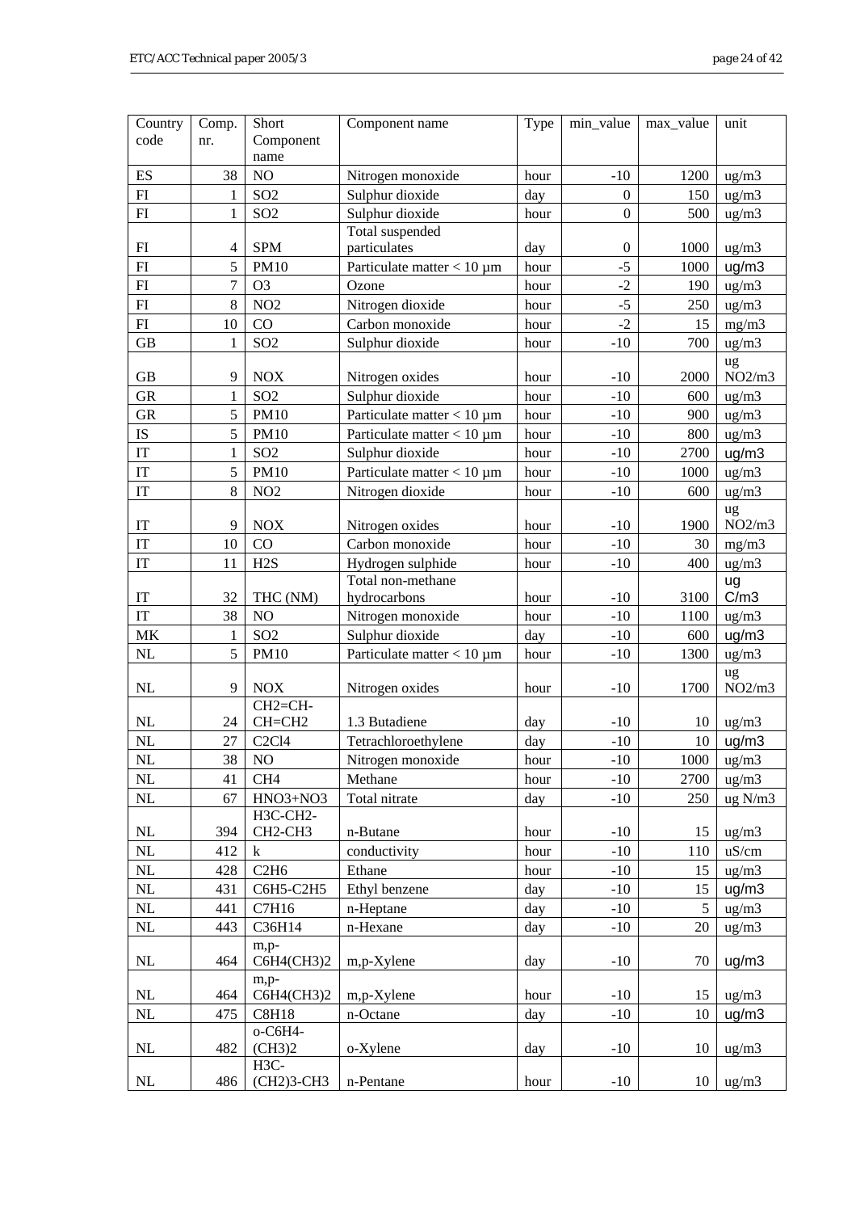| Country code | Comp. nr. | Short Component name | Component name | Type | min_value | max_value | unit |
|---|---|---|---|---|---|---|---|
| ES | 38 | NO | Nitrogen monoxide | hour | -10 | 1200 | ug/m3 |
| FI | 1 | SO2 | Sulphur dioxide | day | 0 | 150 | ug/m3 |
| FI | 1 | SO2 | Sulphur dioxide | hour | 0 | 500 | ug/m3 |
| FI | 4 | SPM | Total suspended particulates | day | 0 | 1000 | ug/m3 |
| FI | 5 | PM10 | Particulate matter < 10 µm | hour | -5 | 1000 | ug/m3 |
| FI | 7 | O3 | Ozone | hour | -2 | 190 | ug/m3 |
| FI | 8 | NO2 | Nitrogen dioxide | hour | -5 | 250 | ug/m3 |
| FI | 10 | CO | Carbon monoxide | hour | -2 | 15 | mg/m3 |
| GB | 1 | SO2 | Sulphur dioxide | hour | -10 | 700 | ug/m3 |
| GB | 9 | NOX | Nitrogen oxides | hour | -10 | 2000 | ug NO2/m3 |
| GR | 1 | SO2 | Sulphur dioxide | hour | -10 | 600 | ug/m3 |
| GR | 5 | PM10 | Particulate matter < 10 µm | hour | -10 | 900 | ug/m3 |
| IS | 5 | PM10 | Particulate matter < 10 µm | hour | -10 | 800 | ug/m3 |
| IT | 1 | SO2 | Sulphur dioxide | hour | -10 | 2700 | ug/m3 |
| IT | 5 | PM10 | Particulate matter < 10 µm | hour | -10 | 1000 | ug/m3 |
| IT | 8 | NO2 | Nitrogen dioxide | hour | -10 | 600 | ug/m3 |
| IT | 9 | NOX | Nitrogen oxides | hour | -10 | 1900 | ug NO2/m3 |
| IT | 10 | CO | Carbon monoxide | hour | -10 | 30 | mg/m3 |
| IT | 11 | H2S | Hydrogen sulphide | hour | -10 | 400 | ug/m3 |
| IT | 32 | THC (NM) | Total non-methane hydrocarbons | hour | -10 | 3100 | ug C/m3 |
| IT | 38 | NO | Nitrogen monoxide | hour | -10 | 1100 | ug/m3 |
| MK | 1 | SO2 | Sulphur dioxide | day | -10 | 600 | ug/m3 |
| NL | 5 | PM10 | Particulate matter < 10 µm | hour | -10 | 1300 | ug/m3 |
| NL | 9 | NOX | Nitrogen oxides | hour | -10 | 1700 | ug NO2/m3 |
| NL | 24 | CH2=CH-CH=CH2 | 1.3 Butadiene | day | -10 | 10 | ug/m3 |
| NL | 27 | C2Cl4 | Tetrachloroethylene | day | -10 | 10 | ug/m3 |
| NL | 38 | NO | Nitrogen monoxide | hour | -10 | 1000 | ug/m3 |
| NL | 41 | CH4 | Methane | hour | -10 | 2700 | ug/m3 |
| NL | 67 | HNO3+NO3 | Total nitrate | day | -10 | 250 | ug N/m3 |
| NL | 394 | H3C-CH2-CH2-CH3 | n-Butane | hour | -10 | 15 | ug/m3 |
| NL | 412 | k | conductivity | hour | -10 | 110 | uS/cm |
| NL | 428 | C2H6 | Ethane | hour | -10 | 15 | ug/m3 |
| NL | 431 | C6H5-C2H5 | Ethyl benzene | day | -10 | 15 | ug/m3 |
| NL | 441 | C7H16 | n-Heptane | day | -10 | 5 | ug/m3 |
| NL | 443 | C36H14 | n-Hexane | day | -10 | 20 | ug/m3 |
| NL | 464 | m,p-C6H4(CH3)2 | m,p-Xylene | day | -10 | 70 | ug/m3 |
| NL | 464 | m,p-C6H4(CH3)2 | m,p-Xylene | hour | -10 | 15 | ug/m3 |
| NL | 475 | C8H18 | n-Octane | day | -10 | 10 | ug/m3 |
| NL | 482 | o-C6H4-(CH3)2 | o-Xylene | day | -10 | 10 | ug/m3 |
| NL | 486 | H3C-(CH2)3-CH3 | n-Pentane | hour | -10 | 10 | ug/m3 |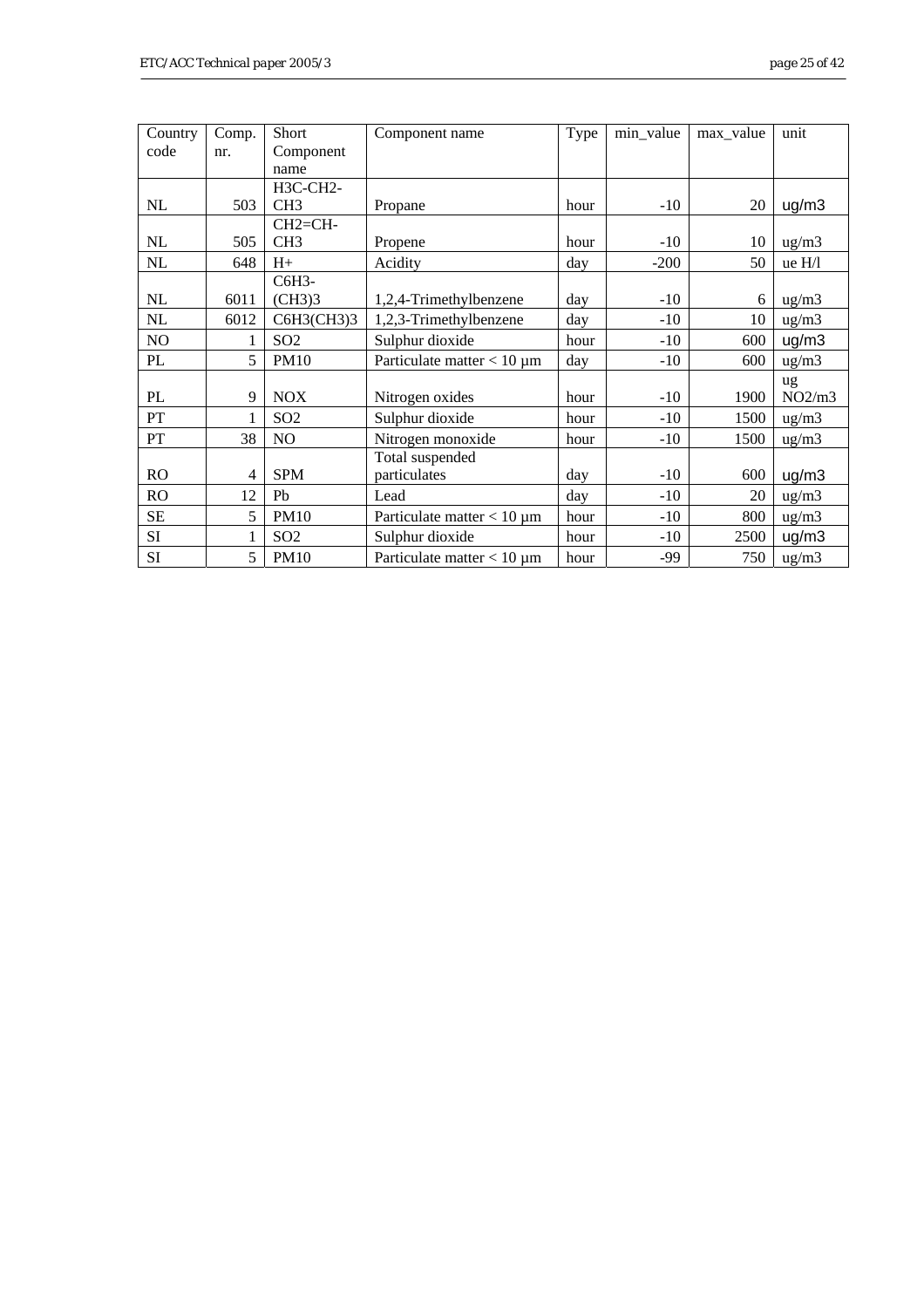| Country code | Comp. nr. | Short Component name | Component name | Type | min_value | max_value | unit |
|---|---|---|---|---|---|---|---|
| NL | 503 | H3C-CH2-CH3 | Propane | hour | -10 | 20 | ug/m3 |
| NL | 505 | CH2=CH-CH3 | Propene | hour | -10 | 10 | ug/m3 |
| NL | 648 | H+ | Acidity | day | -200 | 50 | ue H/l |
| NL | 6011 | C6H3-(CH3)3 | 1,2,4-Trimethylbenzene | day | -10 | 6 | ug/m3 |
| NL | 6012 | C6H3(CH3)3 | 1,2,3-Trimethylbenzene | day | -10 | 10 | ug/m3 |
| NO | 1 | SO2 | Sulphur dioxide | hour | -10 | 600 | ug/m3 |
| PL | 5 | PM10 | Particulate matter < 10 µm | day | -10 | 600 | ug/m3 |
| PL | 9 | NOX | Nitrogen oxides | hour | -10 | 1900 | ug NO2/m3 |
| PT | 1 | SO2 | Sulphur dioxide | hour | -10 | 1500 | ug/m3 |
| PT | 38 | NO | Nitrogen monoxide | hour | -10 | 1500 | ug/m3 |
| RO | 4 | SPM | Total suspended particulates | day | -10 | 600 | ug/m3 |
| RO | 12 | Pb | Lead | day | -10 | 20 | ug/m3 |
| SE | 5 | PM10 | Particulate matter < 10 µm | hour | -10 | 800 | ug/m3 |
| SI | 1 | SO2 | Sulphur dioxide | hour | -10 | 2500 | ug/m3 |
| SI | 5 | PM10 | Particulate matter < 10 µm | hour | -99 | 750 | ug/m3 |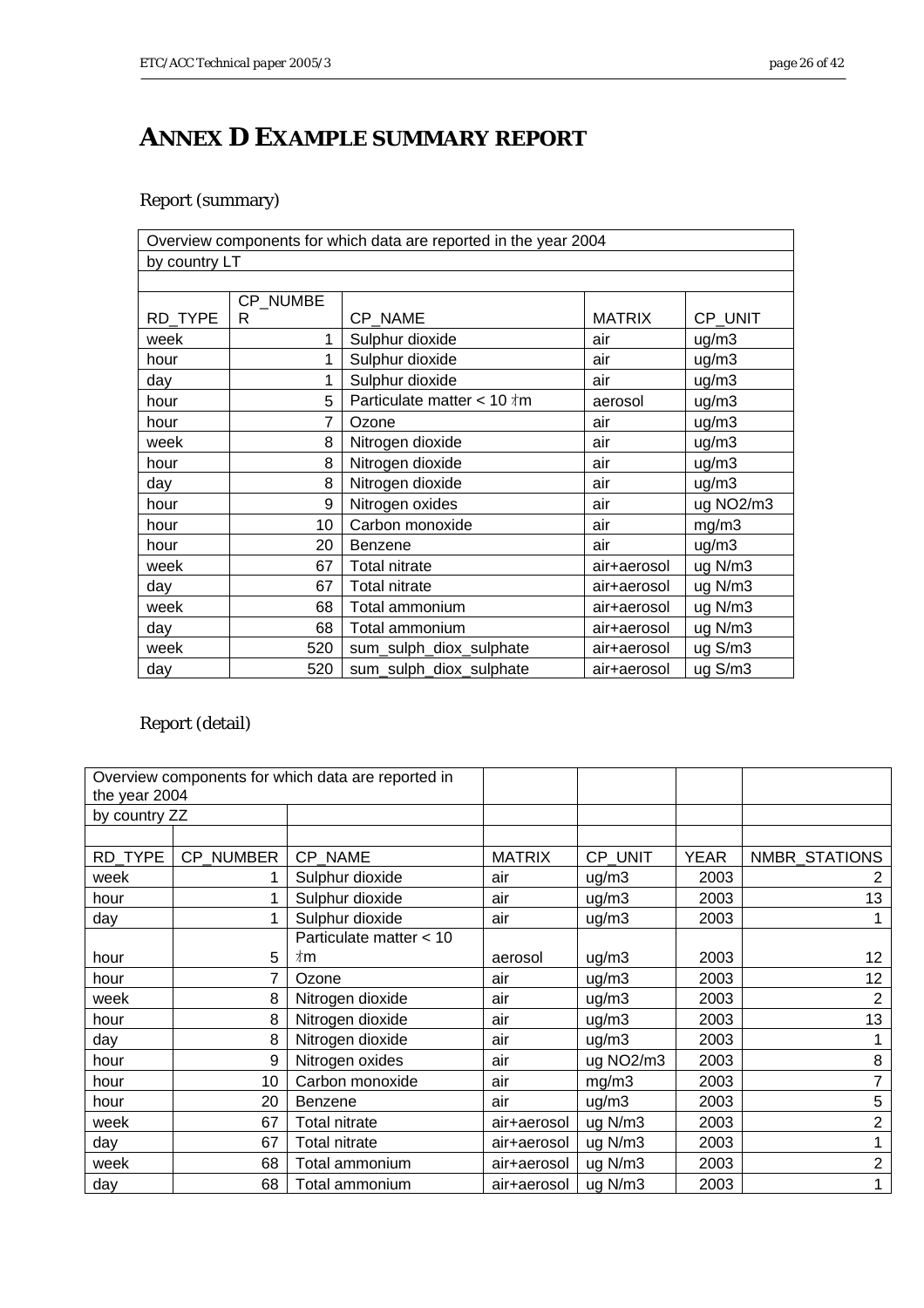# ANNEX D EXAMPLE SUMMARY REPORT

Report (summary)

| Overview components for which data are reported in the year 2004 | | | | |
|---|---|---|---|---|
| by country LT | | | | |
| | | | | |
| RD_TYPE | CP_NUMBER | CP_NAME | MATRIX | CP_UNIT |
| week | 1 | Sulphur dioxide | air | ug/m3 |
| hour | 1 | Sulphur dioxide | air | ug/m3 |
| day | 1 | Sulphur dioxide | air | ug/m3 |
| hour | 5 | Particulate matter < 10 µm | aerosol | ug/m3 |
| hour | 7 | Ozone | air | ug/m3 |
| week | 8 | Nitrogen dioxide | air | ug/m3 |
| hour | 8 | Nitrogen dioxide | air | ug/m3 |
| day | 8 | Nitrogen dioxide | air | ug/m3 |
| hour | 9 | Nitrogen oxides | air | ug NO2/m3 |
| hour | 10 | Carbon monoxide | air | mg/m3 |
| hour | 20 | Benzene | air | ug/m3 |
| week | 67 | Total nitrate | air+aerosol | ug N/m3 |
| day | 67 | Total nitrate | air+aerosol | ug N/m3 |
| week | 68 | Total ammonium | air+aerosol | ug N/m3 |
| day | 68 | Total ammonium | air+aerosol | ug N/m3 |
| week | 520 | sum_sulph_diox_sulphate | air+aerosol | ug S/m3 |
| day | 520 | sum_sulph_diox_sulphate | air+aerosol | ug S/m3 |

Report (detail)

| Overview components for which data are reported in the year 2004 | | | | | | |
|---|---|---|---|---|---|---|
| by country ZZ | | | | | | |
| | | | | | | |
| RD_TYPE | CP_NUMBER | CP_NAME | MATRIX | CP_UNIT | YEAR | NMBR_STATIONS |
| week | 1 | Sulphur dioxide | air | ug/m3 | 2003 | 2 |
| hour | 1 | Sulphur dioxide | air | ug/m3 | 2003 | 13 |
| day | 1 | Sulphur dioxide | air | ug/m3 | 2003 | 1 |
| hour | 5 | Particulate matter < 10 µm | aerosol | ug/m3 | 2003 | 12 |
| hour | 7 | Ozone | air | ug/m3 | 2003 | 12 |
| week | 8 | Nitrogen dioxide | air | ug/m3 | 2003 | 2 |
| hour | 8 | Nitrogen dioxide | air | ug/m3 | 2003 | 13 |
| day | 8 | Nitrogen dioxide | air | ug/m3 | 2003 | 1 |
| hour | 9 | Nitrogen oxides | air | ug NO2/m3 | 2003 | 8 |
| hour | 10 | Carbon monoxide | air | mg/m3 | 2003 | 7 |
| hour | 20 | Benzene | air | ug/m3 | 2003 | 5 |
| week | 67 | Total nitrate | air+aerosol | ug N/m3 | 2003 | 2 |
| day | 67 | Total nitrate | air+aerosol | ug N/m3 | 2003 | 1 |
| week | 68 | Total ammonium | air+aerosol | ug N/m3 | 2003 | 2 |
| day | 68 | Total ammonium | air+aerosol | ug N/m3 | 2003 | 1 |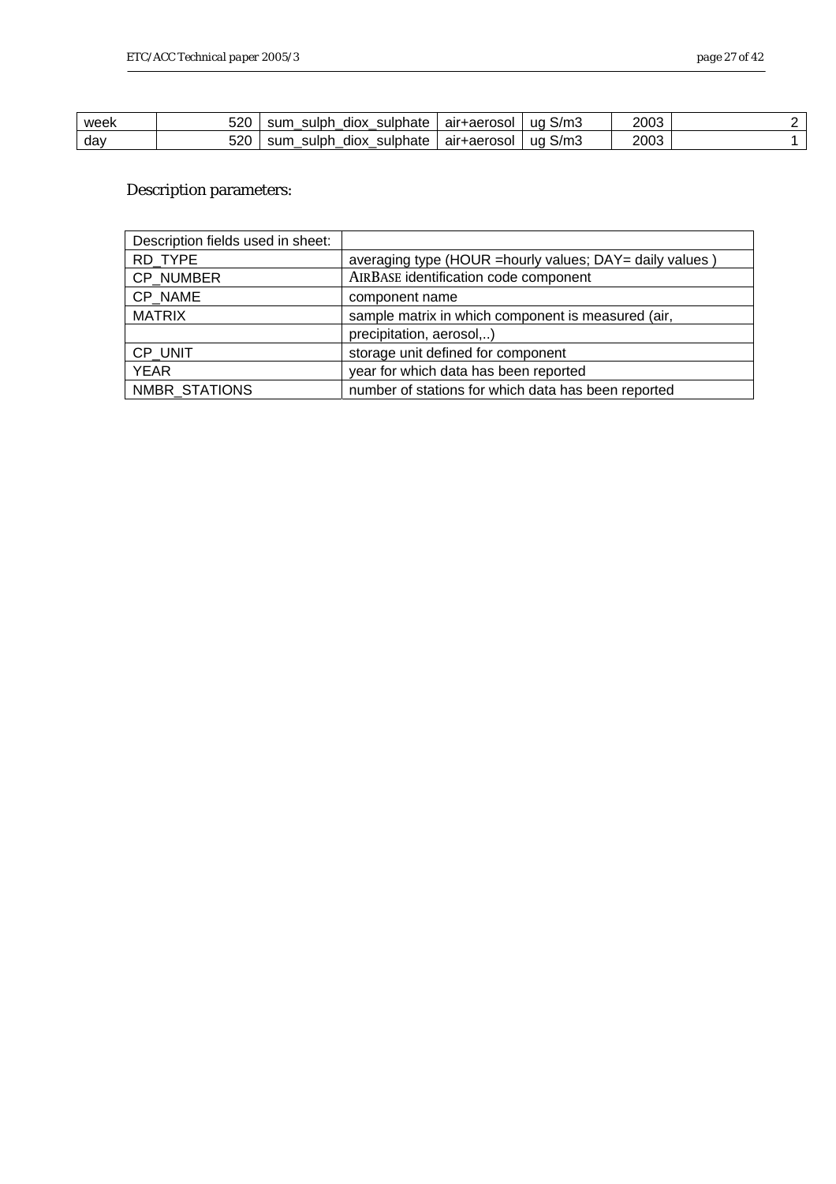| week | 520 | sum_sulph_diox_sulphate | air+aerosol | ug S/m3 | 2003 | 2 |
|---|---|---|---|---|---|---|
| day | 520 | sum_sulph_diox_sulphate | air+aerosol | ug S/m3 | 2003 | 1 |

Description parameters:

| Description fields used in sheet: | |
|---|---|
| RD_TYPE | averaging type (HOUR =hourly values; DAY= daily values ) |
| CP_NUMBER | AIRBASE identification code component |
| CP_NAME | component name |
| MATRIX | sample matrix in which component is measured (air, |
| | precipitation, aerosol,..) |
| CP_UNIT | storage unit defined for component |
| YEAR | year for which data has been reported |
| NMBR_STATIONS | number of stations for which data has been reported |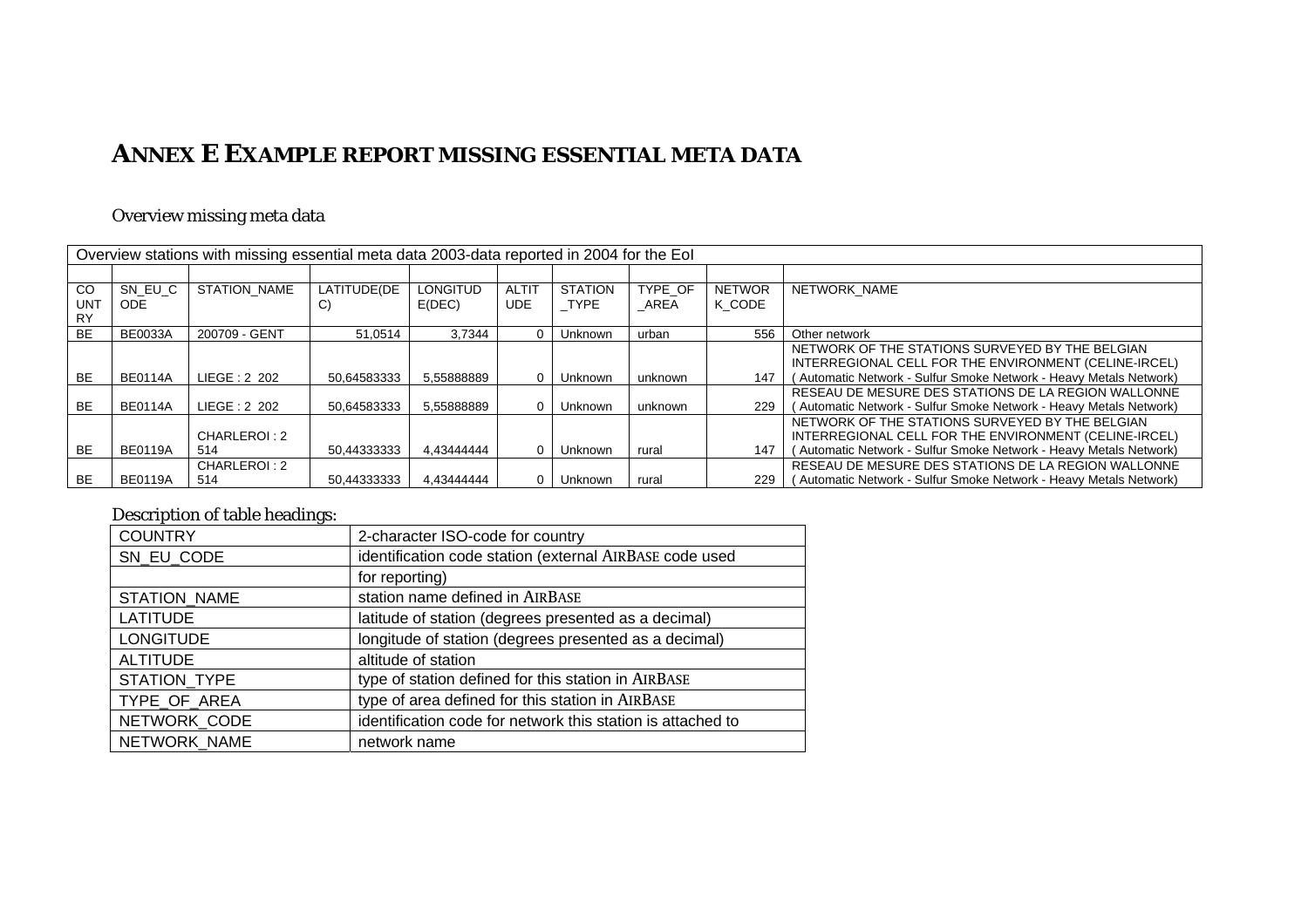# ANNEX E EXAMPLE REPORT MISSING ESSENTIAL META DATA

## Overview missing meta data

| Overview stations with missing essential meta data 2003-data reported in 2004 for the EoI | | | | | | | | | |
|---|---|---|---|---|---|---|---|---|---|
| | | | | | | | | | |
| COUNTRY | SN_EU_CODE | STATION_NAME | LATITUDE(DEC) | LONGITUDE(DEC) | ALTITUDE | STATION_TYPE | TYPE_OF_AREA | NETWORK_CODE | NETWORK_NAME |
| BE | BE0033A | 200709 - GENT | 51,0514 | 3,7344 | 0 | Unknown | urban | 556 | Other network |
| BE | BE0114A | LIEGE : 2 202 | 50,64583333 | 5,55888889 | 0 | Unknown | unknown | 147 | NETWORK OF THE STATIONS SURVEYED BY THE BELGIAN INTERREGIONAL CELL FOR THE ENVIRONMENT (CELINE-IRCEL) ( Automatic Network - Sulfur Smoke Network - Heavy Metals Network) |
| BE | BE0114A | LIEGE : 2 202 | 50,64583333 | 5,55888889 | 0 | Unknown | unknown | 229 | RESEAU DE MESURE DES STATIONS DE LA REGION WALLONNE ( Automatic Network - Sulfur Smoke Network - Heavy Metals Network) |
| BE | BE0119A | CHARLEROI : 2 514 | 50,44333333 | 4,43444444 | 0 | Unknown | rural | 147 | NETWORK OF THE STATIONS SURVEYED BY THE BELGIAN INTERREGIONAL CELL FOR THE ENVIRONMENT (CELINE-IRCEL) ( Automatic Network - Sulfur Smoke Network - Heavy Metals Network) |
| BE | BE0119A | CHARLEROI : 2 514 | 50,44333333 | 4,43444444 | 0 | Unknown | rural | 229 | RESEAU DE MESURE DES STATIONS DE LA REGION WALLONNE ( Automatic Network - Sulfur Smoke Network - Heavy Metals Network) |

## Description of table headings:

| | |
|---|---|
| COUNTRY | 2-character ISO-code for country |
| SN_EU_CODE | identification code station (external AIRBASE code used |
| | for reporting) |
| STATION_NAME | station name defined in AIRBASE |
| LATITUDE | latitude of station (degrees presented as a decimal) |
| LONGITUDE | longitude of station (degrees presented as a decimal) |
| ALTITUDE | altitude of station |
| STATION_TYPE | type of station defined for this station in AIRBASE |
| TYPE_OF_AREA | type of area defined for this station in AIRBASE |
| NETWORK_CODE | identification code for network this station is attached to |
| NETWORK_NAME | network name |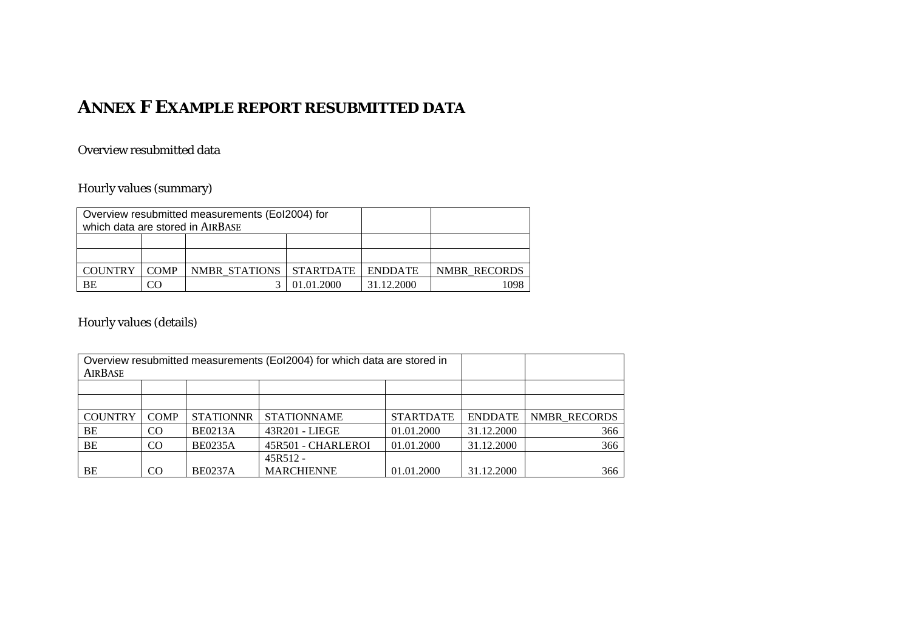# ANNEX F EXAMPLE REPORT RESUBMITTED DATA

Overview resubmitted data

Hourly values (summary)

| Overview resubmitted measurements (EoI2004) for which data are stored in AIRBASE | | | | | |
|---|---|---|---|---|---|
| | | | | | |
| | | | | | |
| COUNTRY | COMP | NMBR_STATIONS | STARTDATE | ENDDATE | NMBR_RECORDS |
| BE | CO | 3 | 01.01.2000 | 31.12.2000 | 1098 |

Hourly values (details)

| Overview resubmitted measurements (EoI2004) for which data are stored in AIRBASE | | | | | | |
|---|---|---|---|---|---|---|
| | | | | | | |
| | | | | | | |
| COUNTRY | COMP | STATIONNR | STATIONNAME | STARTDATE | ENDDATE | NMBR_RECORDS |
| BE | CO | BE0213A | 43R201 - LIEGE | 01.01.2000 | 31.12.2000 | 366 |
| BE | CO | BE0235A | 45R501 - CHARLEROI | 01.01.2000 | 31.12.2000 | 366 |
| BE | CO | BE0237A | 45R512 - MARCHIENNE | 01.01.2000 | 31.12.2000 | 366 |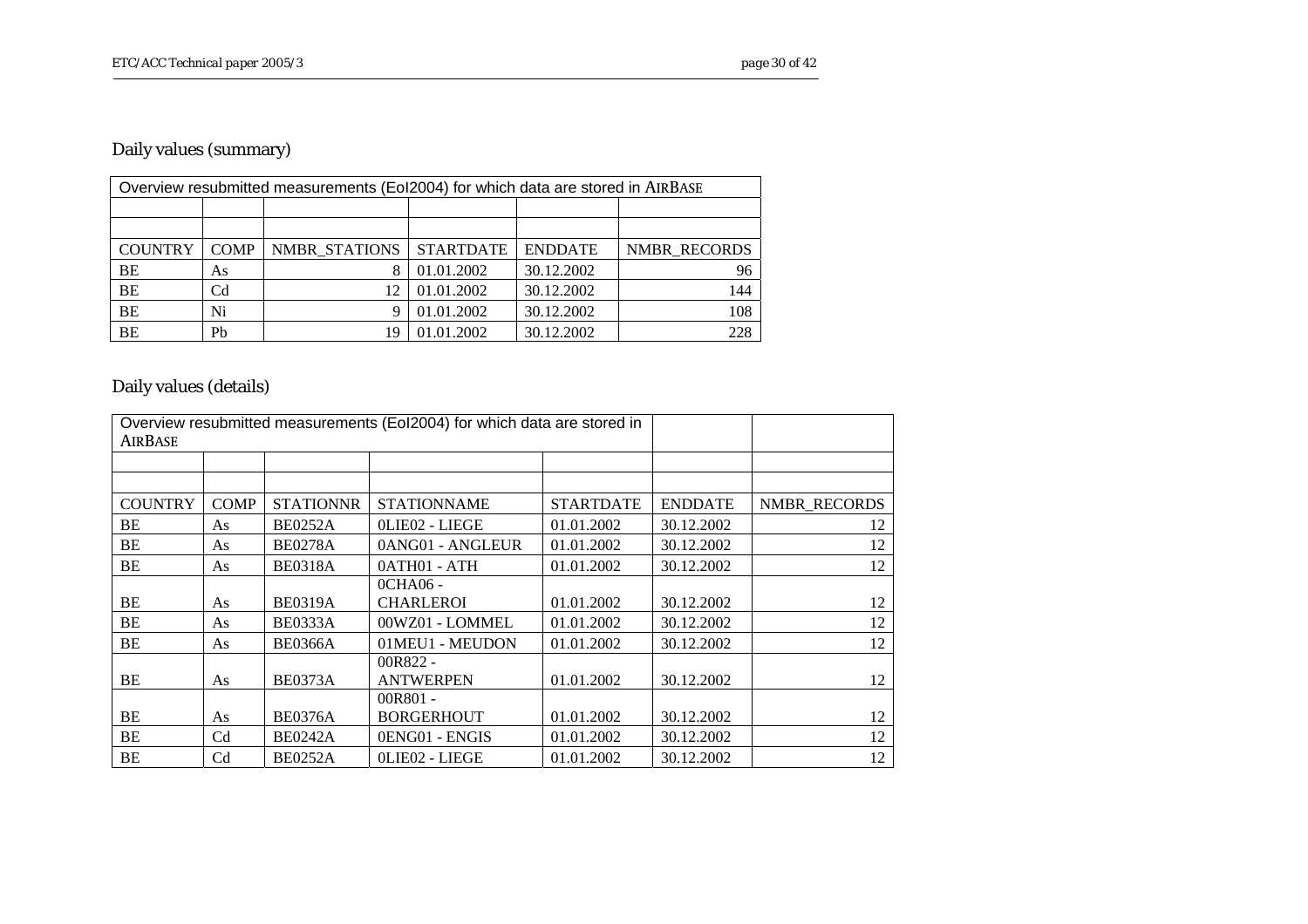## Daily values (summary)

| Overview resubmitted measurements (EoI2004) for which data are stored in AIRBASE | | | | | |
|---|---|---|---|---|---|
| | | | | | |
| | | | | | |
| COUNTRY | COMP | NMBR_STATIONS | STARTDATE | ENDDATE | NMBR_RECORDS |
| BE | As | 8 | 01.01.2002 | 30.12.2002 | 96 |
| BE | Cd | 12 | 01.01.2002 | 30.12.2002 | 144 |
| BE | Ni | 9 | 01.01.2002 | 30.12.2002 | 108 |
| BE | Pb | 19 | 01.01.2002 | 30.12.2002 | 228 |

## Daily values (details)

| Overview resubmitted measurements (EoI2004) for which data are stored in AIRBASE | | | | | | |
|---|---|---|---|---|---|---|
| | | | | | | |
| | | | | | | |
| COUNTRY | COMP | STATIONNR | STATIONNAME | STARTDATE | ENDDATE | NMBR_RECORDS |
| BE | As | BE0252A | 0LIE02 - LIEGE | 01.01.2002 | 30.12.2002 | 12 |
| BE | As | BE0278A | 0ANG01 - ANGLEUR | 01.01.2002 | 30.12.2002 | 12 |
| BE | As | BE0318A | 0ATH01 - ATH | 01.01.2002 | 30.12.2002 | 12 |
| BE | As | BE0319A | 0CHA06 - CHARLEROI | 01.01.2002 | 30.12.2002 | 12 |
| BE | As | BE0333A | 00WZ01 - LOMMEL | 01.01.2002 | 30.12.2002 | 12 |
| BE | As | BE0366A | 01MEU1 - MEUDON | 01.01.2002 | 30.12.2002 | 12 |
| BE | As | BE0373A | 00R822 - ANTWERPEN | 01.01.2002 | 30.12.2002 | 12 |
| BE | As | BE0376A | 00R801 - BORGERHOUT | 01.01.2002 | 30.12.2002 | 12 |
| BE | Cd | BE0242A | 0ENG01 - ENGIS | 01.01.2002 | 30.12.2002 | 12 |
| BE | Cd | BE0252A | 0LIE02 - LIEGE | 01.01.2002 | 30.12.2002 | 12 |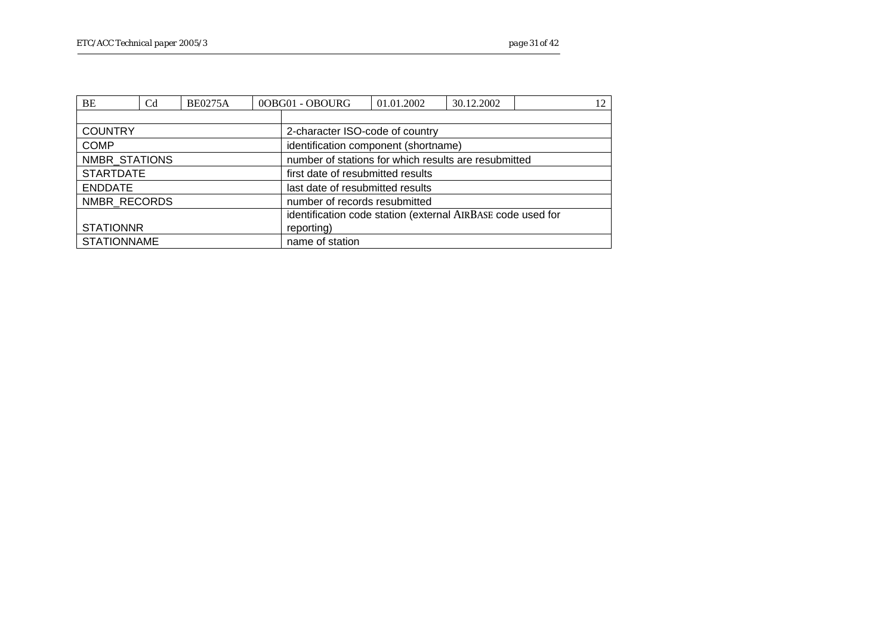| BE | Cd | BE0275A | 0OBG01 - OBOURG | 01.01.2002 | 30.12.2002 | 12 |
|---|---|---|---|---|---|---|

| | |
|---|---|
| COUNTRY | 2-character ISO-code of country |
| COMP | identification component (shortname) |
| NMBR_STATIONS | number of stations for which results are resubmitted |
| STARTDATE | first date of resubmitted results |
| ENDDATE | last date of resubmitted results |
| NMBR_RECORDS | number of records resubmitted |
| STATIONNR | identification code station (external AIRBASE code used for reporting) |
| STATIONNAME | name of station |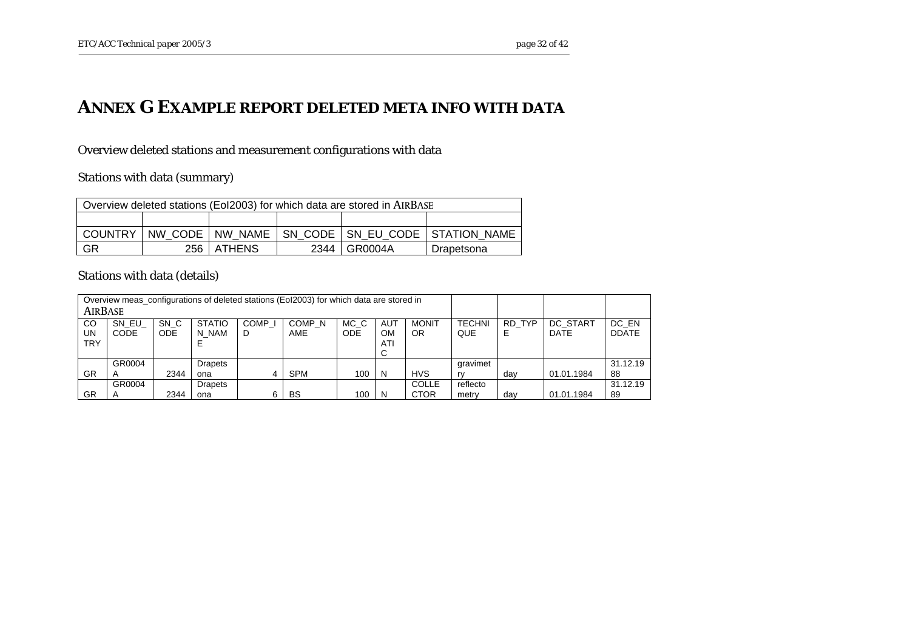# ANNEX G EXAMPLE REPORT DELETED META INFO WITH DATA

Overview deleted stations and measurement configurations with data

Stations with data (summary)

| Overview deleted stations (EoI2003) for which data are stored in AIRBASE | | | | | |
|---|---|---|---|---|---|
| | | | | | |
| COUNTRY | NW_CODE | NW_NAME | SN_CODE | SN_EU_CODE | STATION_NAME |
| GR | 256 | ATHENS | 2344 | GR0004A | Drapetsona |

Stations with data (details)

| Overview meas_configurations of deleted stations (EoI2003) for which data are stored in AIRBASE | | | | | | | | | | | | |
|---|---|---|---|---|---|---|---|---|---|---|---|---|
| COUNTRY | SN_EU_CODE | SN_CODE | STATION_NAME | COMP_ID | COMP_NAME | MC_CODE | AUTOMATIC | MONITOR | TECHNIQUE | RD_TYPE | DC_STARTDATE | DC_ENDDATE |
| GR | GR0004A | 2344 | Drapetsona | 4 | SPM | 100 | N | HVS | gravimetry | day | 01.01.1984 | 31.12.1988 |
| GR | GR0004A | 2344 | Drapetsona | 6 | BS | 100 | N | COLLECTOR | reflectometry | day | 01.01.1984 | 31.12.1989 |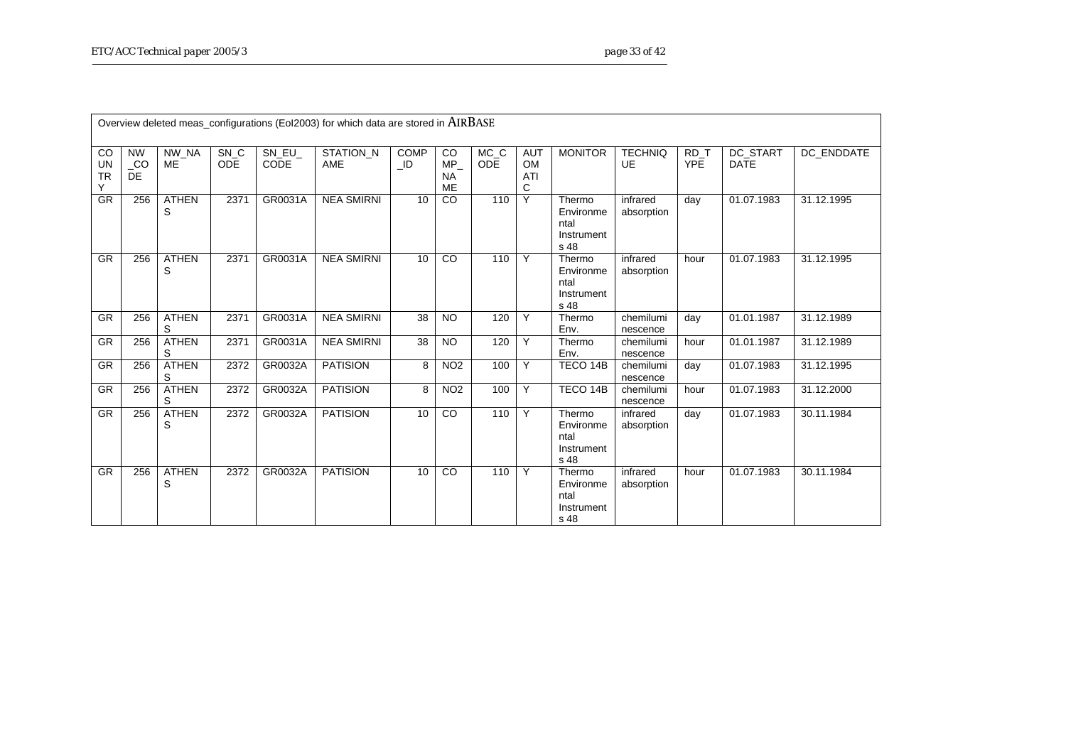Overview deleted meas_configurations (EoI2003) for which data are stored in AIRBASE

| COUNTRY | NW_CODE | NW_NAME | SN_CODE | SN_EU_CODE | STATION_NAME | COMP_ID | COMP_NAME | MC_CODE | AUTOMATIC | MONITOR | TECHNIQUE | RD_TYPE | DC_START DATE | DC_ENDDATE |
|---|---|---|---|---|---|---|---|---|---|---|---|---|---|---|
| GR | 256 | ATHENS | 2371 | GR0031A | NEA SMIRNI | 10 | CO | 110 | Y | Thermo Environmental Instruments 48 | infrared absorption | day | 01.07.1983 | 31.12.1995 |
| GR | 256 | ATHENS | 2371 | GR0031A | NEA SMIRNI | 10 | CO | 110 | Y | Thermo Environmental Instruments 48 | infrared absorption | hour | 01.07.1983 | 31.12.1995 |
| GR | 256 | ATHENS | 2371 | GR0031A | NEA SMIRNI | 38 | NO | 120 | Y | Thermo Env. | chemiluminescence | day | 01.01.1987 | 31.12.1989 |
| GR | 256 | ATHENS | 2371 | GR0031A | NEA SMIRNI | 38 | NO | 120 | Y | Thermo Env. | chemiluminescence | hour | 01.01.1987 | 31.12.1989 |
| GR | 256 | ATHENS | 2372 | GR0032A | PATISION | 8 | NO2 | 100 | Y | TECO 14B | chemiluminescence | day | 01.07.1983 | 31.12.1995 |
| GR | 256 | ATHENS | 2372 | GR0032A | PATISION | 8 | NO2 | 100 | Y | TECO 14B | chemiluminescence | hour | 01.07.1983 | 31.12.2000 |
| GR | 256 | ATHENS | 2372 | GR0032A | PATISION | 10 | CO | 110 | Y | Thermo Environmental Instruments 48 | infrared absorption | day | 01.07.1983 | 30.11.1984 |
| GR | 256 | ATHENS | 2372 | GR0032A | PATISION | 10 | CO | 110 | Y | Thermo Environmental Instruments 48 | infrared absorption | hour | 01.07.1983 | 30.11.1984 |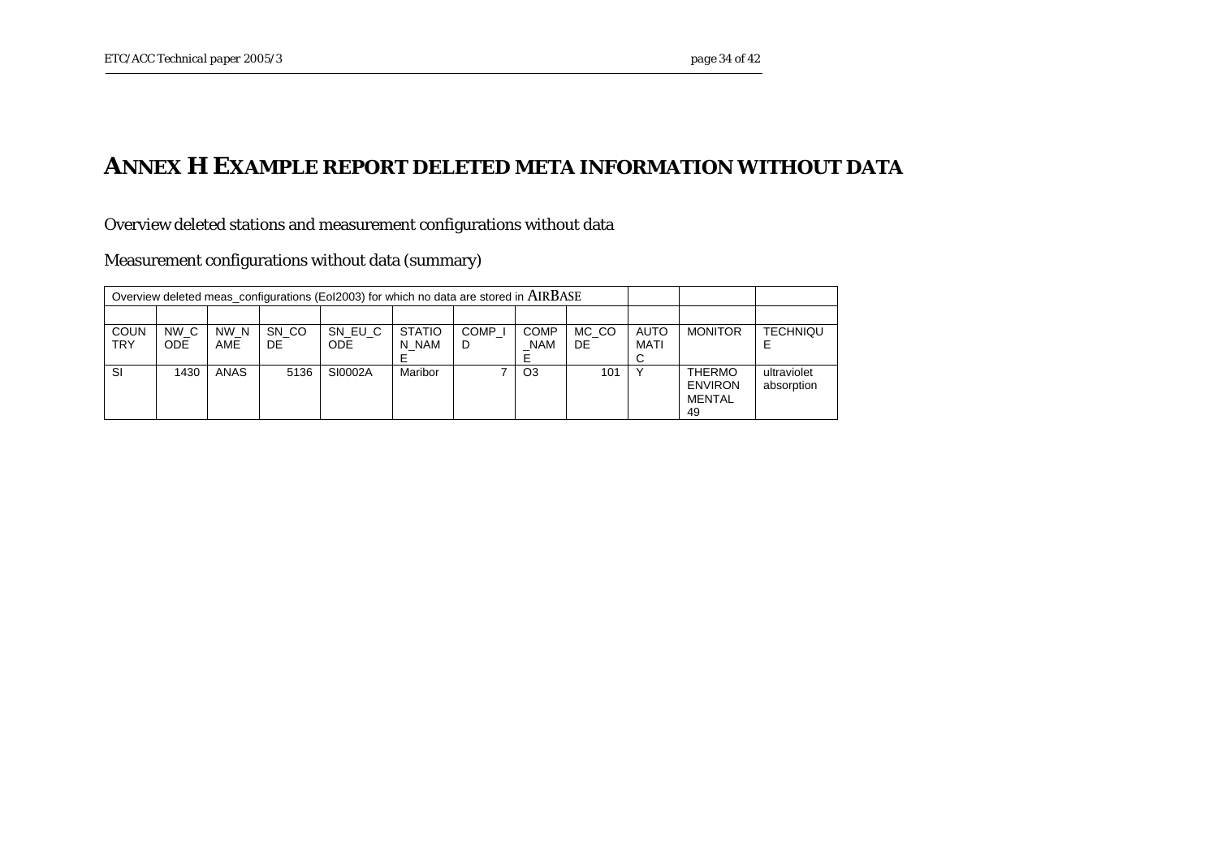# ANNEX H EXAMPLE REPORT DELETED META INFORMATION WITHOUT DATA

Overview deleted stations and measurement configurations without data

Measurement configurations without data (summary)

| Overview deleted meas_configurations (EoI2003) for which no data are stored in AIRBASE | | | | | | | | | | | |
|---|---|---|---|---|---|---|---|---|---|---|---|
| | | | | | | | | | | | |
| COUNTRY | NW_CODE | NW_NAME | SN_CODE | SN_EU_CODE | STATION_NAME | COMP_ID | COMP_NAME | MC_CODE | AUTOMATIC | MONITOR | TECHNIQUE |
| SI | 1430 | ANAS | 5136 | SI0002A | Maribor | 7 | O3 | 101 | Y | THERMO ENVIRONMENTAL 49 | ultraviolet absorption |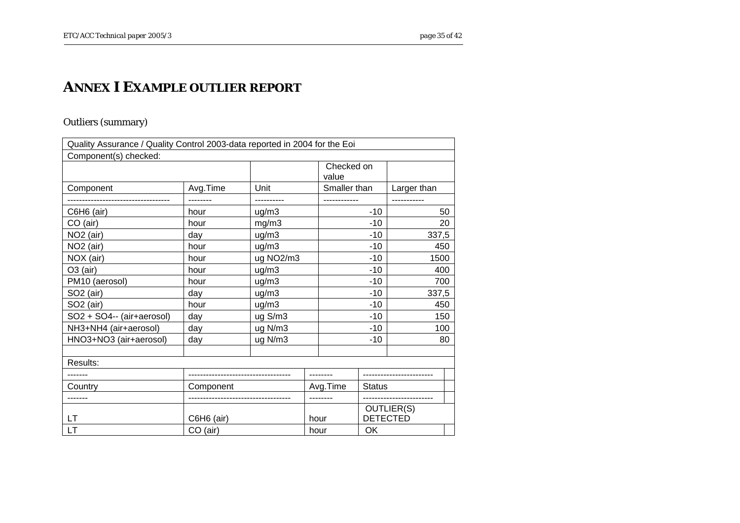# ANNEX I EXAMPLE OUTLIER REPORT

## Outliers (summary)

| Quality Assurance / Quality Control 2003-data reported in 2004 for the EoI | | | | |
|---|---|---|---|---|
| Component(s) checked: | | | | |
| | | | Checked on value | |
| Component | Avg.Time | Unit | Smaller than | Larger than |
| ----------------------------------- | -------- | ---------- | ------------ | ----------- |
| C6H6 (air) | hour | ug/m3 | -10 | 50 |
| CO (air) | hour | mg/m3 | -10 | 20 |
| NO2 (air) | day | ug/m3 | -10 | 337,5 |
| NO2 (air) | hour | ug/m3 | -10 | 450 |
| NOX (air) | hour | ug NO2/m3 | -10 | 1500 |
| O3 (air) | hour | ug/m3 | -10 | 400 |
| PM10 (aerosol) | hour | ug/m3 | -10 | 700 |
| SO2 (air) | day | ug/m3 | -10 | 337,5 |
| SO2 (air) | hour | ug/m3 | -10 | 450 |
| SO2 + SO4-- (air+aerosol) | day | ug S/m3 | -10 | 150 |
| NH3+NH4 (air+aerosol) | day | ug N/m3 | -10 | 100 |
| HNO3+NO3 (air+aerosol) | day | ug N/m3 | -10 | 80 |

| Results: | | | |
|---|---|---|---|
| ------- | ----------------------------------- | -------- | ------------------------ |
| Country | Component | Avg.Time | Status |
| ------- | ----------------------------------- | -------- | ------------------------ |
| LT | C6H6 (air) | hour | OUTLIER(S) DETECTED |
| LT | CO (air) | hour | OK |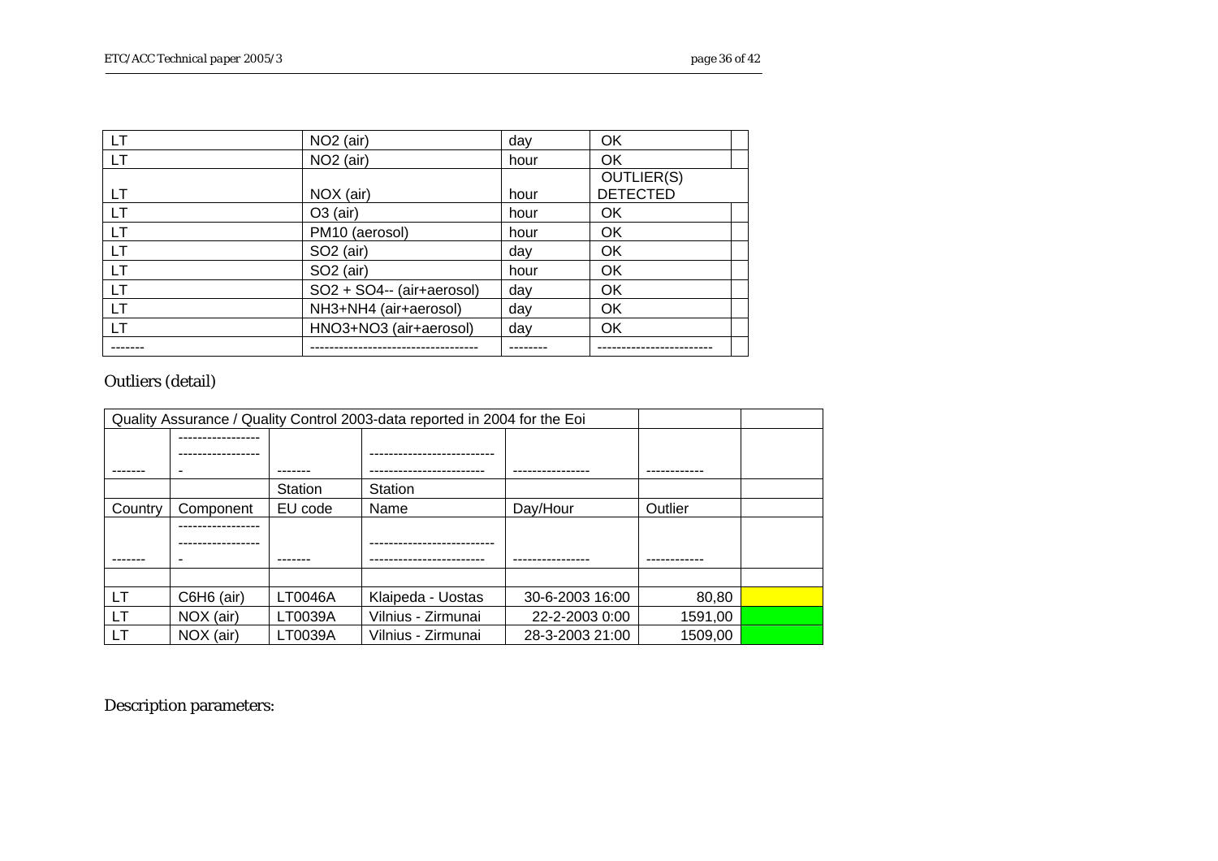| LT | NO2 (air) | day | OK | |
|---|---|---|---|---|
| LT | NO2 (air) | hour | OK | |
| LT | NOX (air) | hour | OUTLIER(S) DETECTED | |
| LT | O3 (air) | hour | OK | |
| LT | PM10 (aerosol) | hour | OK | |
| LT | SO2 (air) | day | OK | |
| LT | SO2 (air) | hour | OK | |
| LT | SO2 + SO4-- (air+aerosol) | day | OK | |
| LT | NH3+NH4 (air+aerosol) | day | OK | |
| LT | HNO3+NO3 (air+aerosol) | day | OK | |
| ------- | ----------------------------------- | -------- | ------------------------ | |

Outliers (detail)

| Quality Assurance / Quality Control 2003-data reported in 2004 for the Eoi | | | | | | |
|---|---|---|---|---|---|---|
| ------- | ----------------- ----------------- - | ------- | -------------------------- ------------------------ | ---------------- | ------------ | |
| | | Station | Station | | | |
| Country | Component | EU code | Name | Day/Hour | Outlier | |
| ------- | ----------------- ----------------- - | ------- | -------------------------- ------------------------ | ---------------- | ------------ | |
| | | | | | | |
| LT | C6H6 (air) | LT0046A | Klaipeda - Uostas | 30-6-2003 16:00 | 80,80 | |
| LT | NOX (air) | LT0039A | Vilnius - Zirmunai | 22-2-2003 0:00 | 1591,00 | |
| LT | NOX (air) | LT0039A | Vilnius - Zirmunai | 28-3-2003 21:00 | 1509,00 | |

Description parameters: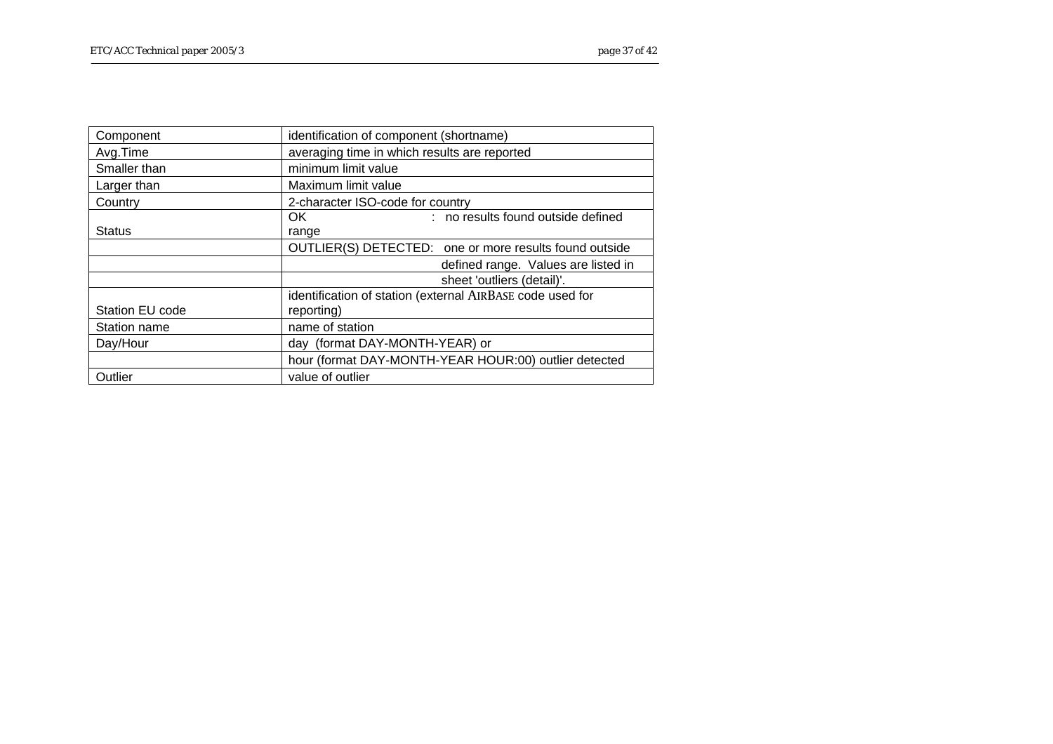| Component | identification of component (shortname) |
|---|---|
| Avg.Time | averaging time in which results are reported |
| Smaller than | minimum limit value |
| Larger than | Maximum limit value |
| Country | 2-character ISO-code for country |
| Status | OK : no results found outside defined range |
| | OUTLIER(S) DETECTED: one or more results found outside |
| | defined range. Values are listed in |
| | sheet 'outliers (detail)'. |
| Station EU code | identification of station (external AIRBASE code used for reporting) |
| Station name | name of station |
| Day/Hour | day (format DAY-MONTH-YEAR) or |
| | hour (format DAY-MONTH-YEAR HOUR:00) outlier detected |
| Outlier | value of outlier |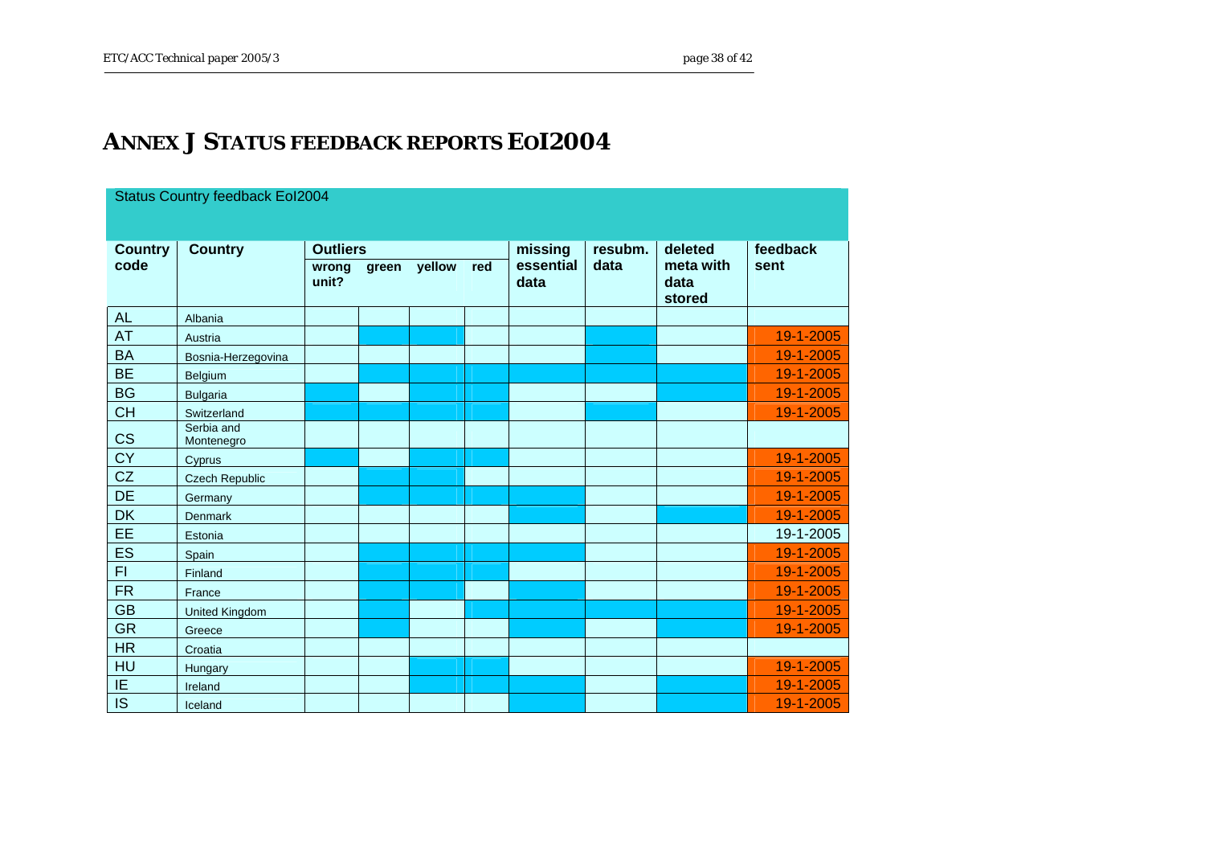# ANNEX J STATUS FEEDBACK REPORTS EOI2004

Status Country feedback EoI2004

| Country code | Country | Outliers | | | | missing essential data | resubm. data | deleted meta with data stored | feedback sent |
|---|---|---|---|---|---|---|---|---|---|
| | | wrong unit? | green | yellow | red | | | | |
| AL | Albania | | | | | | | | |
| AT | Austria | | | | | | | | 19-1-2005 |
| BA | Bosnia-Herzegovina | | | | | | | | 19-1-2005 |
| BE | Belgium | | | | | | | | 19-1-2005 |
| BG | Bulgaria | | | | | | | | 19-1-2005 |
| CH | Switzerland | | | | | | | | 19-1-2005 |
| CS | Serbia and Montenegro | | | | | | | | |
| CY | Cyprus | | | | | | | | 19-1-2005 |
| CZ | Czech Republic | | | | | | | | 19-1-2005 |
| DE | Germany | | | | | | | | 19-1-2005 |
| DK | Denmark | | | | | | | | 19-1-2005 |
| EE | Estonia | | | | | | | | 19-1-2005 |
| ES | Spain | | | | | | | | 19-1-2005 |
| FI | Finland | | | | | | | | 19-1-2005 |
| FR | France | | | | | | | | 19-1-2005 |
| GB | United Kingdom | | | | | | | | 19-1-2005 |
| GR | Greece | | | | | | | | 19-1-2005 |
| HR | Croatia | | | | | | | | |
| HU | Hungary | | | | | | | | 19-1-2005 |
| IE | Ireland | | | | | | | | 19-1-2005 |
| IS | Iceland | | | | | | | | 19-1-2005 |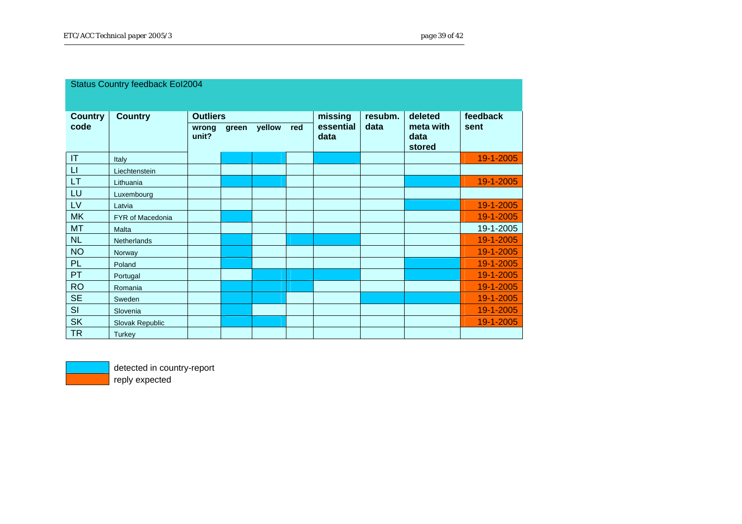## Status Country feedback EoI2004

| Country code | Country | Outliers | | | | missing essential data | resubm. data | deleted meta with data stored | feedback sent |
|---|---|---|---|---|---|---|---|---|---|
| | | wrong unit? | green | yellow | red | | | | |
| IT | Italy | | | | | | | | 19-1-2005 |
| LI | Liechtenstein | | | | | | | | |
| LT | Lithuania | | | | | | | | 19-1-2005 |
| LU | Luxembourg | | | | | | | | |
| LV | Latvia | | | | | | | | 19-1-2005 |
| MK | FYR of Macedonia | | | | | | | | 19-1-2005 |
| MT | Malta | | | | | | | | 19-1-2005 |
| NL | Netherlands | | | | | | | | 19-1-2005 |
| NO | Norway | | | | | | | | 19-1-2005 |
| PL | Poland | | | | | | | | 19-1-2005 |
| PT | Portugal | | | | | | | | 19-1-2005 |
| RO | Romania | | | | | | | | 19-1-2005 |
| SE | Sweden | | | | | | | | 19-1-2005 |
| SI | Slovenia | | | | | | | | 19-1-2005 |
| SK | Slovak Republic | | | | | | | | 19-1-2005 |
| TR | Turkey | | | | | | | | |

detected in country-report

reply expected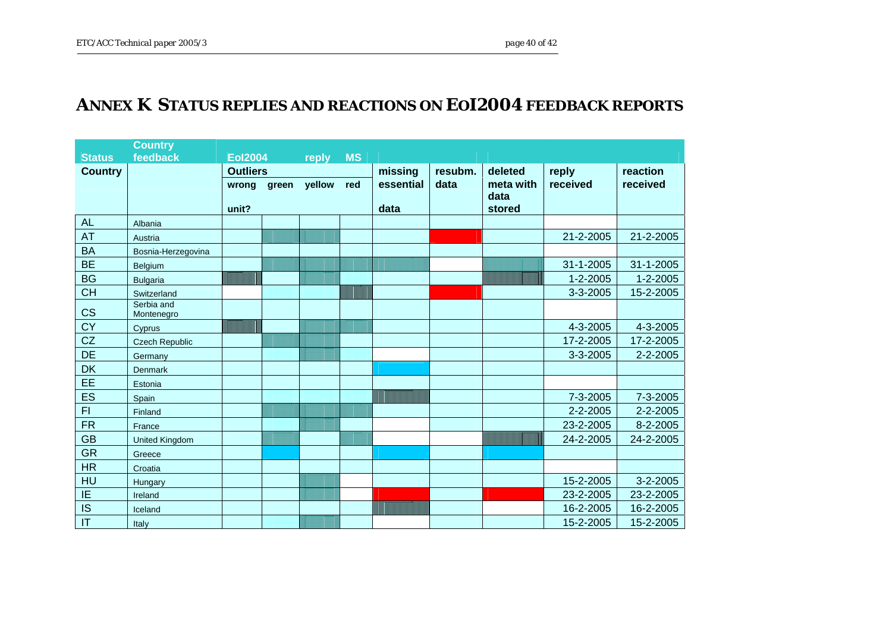# ANNEX K STATUS REPLIES AND REACTIONS ON EOI2004 FEEDBACK REPORTS

| Status | Country feedback | EoI2004 | | reply | MS | | | | | |
|---|---|---|---|---|---|---|---|---|---|---|
| **Country** | | **Outliers** | | | | **missing essential data** | **resubm. data** | **deleted meta with data stored** | **reply received** | **reaction received** |
| | | **wrong unit?** | **green** | **yellow** | **red** | | | | | |
| AL | Albania | | | | | | | | | |
| AT | Austria | | | | | | | | 21-2-2005 | 21-2-2005 |
| BA | Bosnia-Herzegovina | | | | | | | | | |
| BE | Belgium | | | | | | | | 31-1-2005 | 31-1-2005 |
| BG | Bulgaria | | | | | | | | 1-2-2005 | 1-2-2005 |
| CH | Switzerland | | | | | | | | 3-3-2005 | 15-2-2005 |
| CS | Serbia and Montenegro | | | | | | | | | |
| CY | Cyprus | | | | | | | | 4-3-2005 | 4-3-2005 |
| CZ | Czech Republic | | | | | | | | 17-2-2005 | 17-2-2005 |
| DE | Germany | | | | | | | | 3-3-2005 | 2-2-2005 |
| DK | Denmark | | | | | | | | | |
| EE | Estonia | | | | | | | | | |
| ES | Spain | | | | | | | | 7-3-2005 | 7-3-2005 |
| FI | Finland | | | | | | | | 2-2-2005 | 2-2-2005 |
| FR | France | | | | | | | | 23-2-2005 | 8-2-2005 |
| GB | United Kingdom | | | | | | | | 24-2-2005 | 24-2-2005 |
| GR | Greece | | | | | | | | | |
| HR | Croatia | | | | | | | | | |
| HU | Hungary | | | | | | | | 15-2-2005 | 3-2-2005 |
| IE | Ireland | | | | | | | | 23-2-2005 | 23-2-2005 |
| IS | Iceland | | | | | | | | 16-2-2005 | 16-2-2005 |
| IT | Italy | | | | | | | | 15-2-2005 | 15-2-2005 |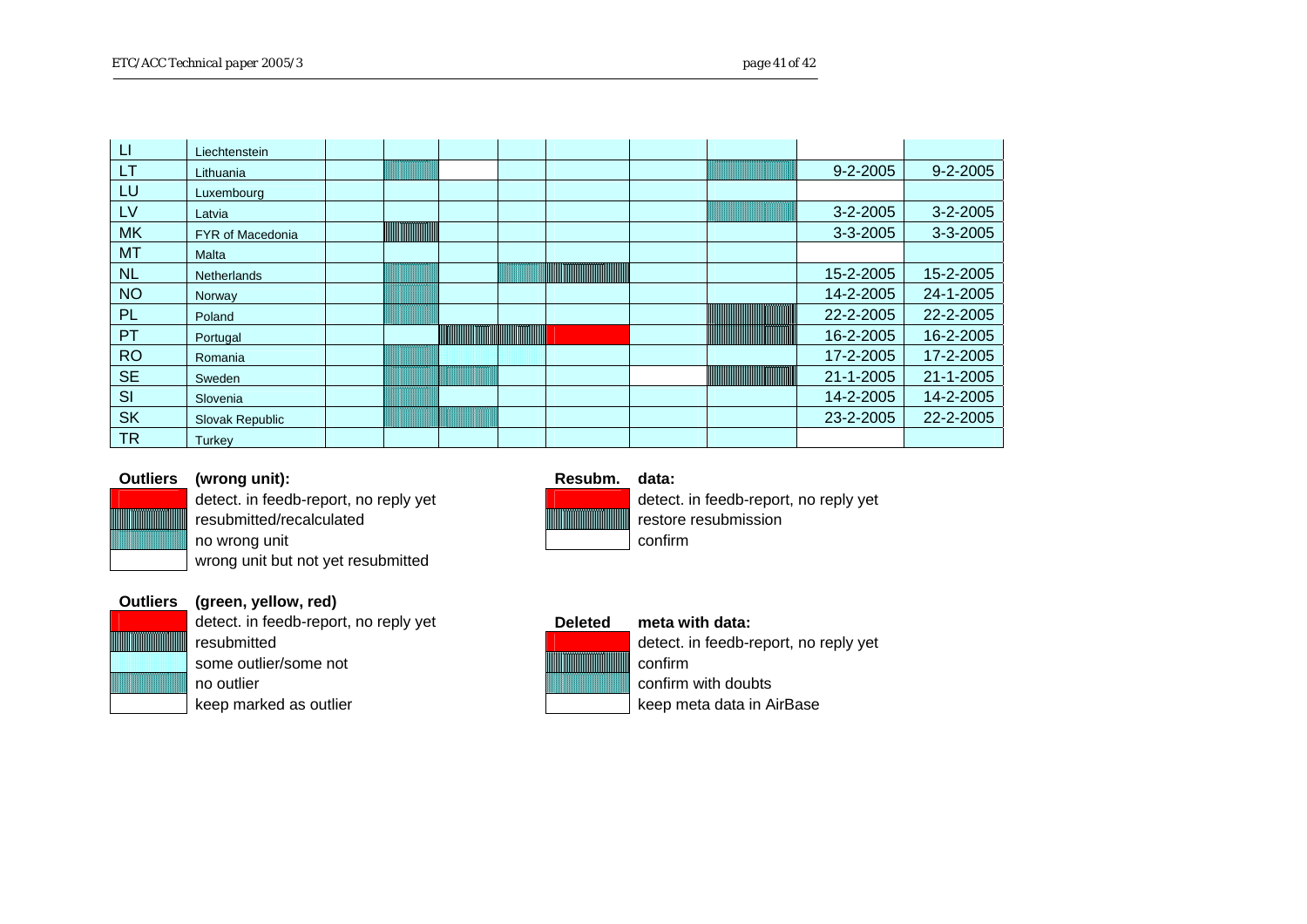| | | | | | | | | | | |
|---|---|---|---|---|---|---|---|---|---|---|
| LI | Liechtenstein | | | | | | | | | |
| LT | Lithuania | | | | | | | | 9-2-2005 | 9-2-2005 |
| LU | Luxembourg | | | | | | | | | |
| LV | Latvia | | | | | | | | 3-2-2005 | 3-2-2005 |
| MK | FYR of Macedonia | | | | | | | | 3-3-2005 | 3-3-2005 |
| MT | Malta | | | | | | | | | |
| NL | Netherlands | | | | | | | | 15-2-2005 | 15-2-2005 |
| NO | Norway | | | | | | | | 14-2-2005 | 24-1-2005 |
| PL | Poland | | | | | | | | 22-2-2005 | 22-2-2005 |
| PT | Portugal | | | | | | | | 16-2-2005 | 16-2-2005 |
| RO | Romania | | | | | | | | 17-2-2005 | 17-2-2005 |
| SE | Sweden | | | | | | | | 21-1-2005 | 21-1-2005 |
| SI | Slovenia | | | | | | | | 14-2-2005 | 14-2-2005 |
| SK | Slovak Republic | | | | | | | | 23-2-2005 | 22-2-2005 |
| TR | Turkey | | | | | | | | | |

**Outliers (wrong unit):**
- detect. in feedb-report, no reply yet
- resubmitted/recalculated
- no wrong unit
- wrong unit but not yet resubmitted

**Resubm. data:**
- detect. in feedb-report, no reply yet
- restore resubmission
- confirm

**Outliers (green, yellow, red)**
- detect. in feedb-report, no reply yet
- resubmitted
- some outlier/some not
- no outlier
- keep marked as outlier

**Deleted meta with data:**
- detect. in feedb-report, no reply yet
- confirm
- confirm with doubts
- keep meta data in AirBase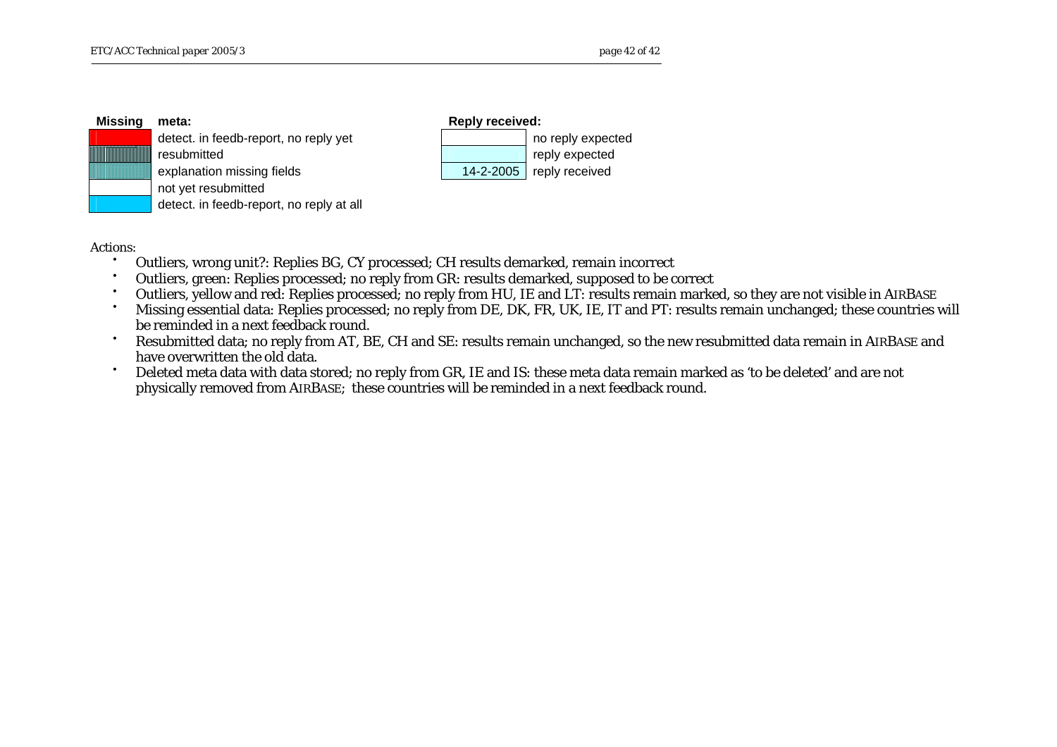| Missing | meta: |
| --- | --- |
| | detect. in feedb-report, no reply yet |
| | resubmitted |
| | explanation missing fields |
| | not yet resubmitted |
| | detect. in feedb-report, no reply at all |

| Reply received: | |
| --- | --- |
| | no reply expected |
| | reply expected |
| 14-2-2005 | reply received |

Actions:

- Outliers, wrong unit?: Replies BG, CY processed; CH results demarked, remain incorrect
- Outliers, green: Replies processed; no reply from GR: results demarked, supposed to be correct
- Outliers, yellow and red: Replies processed; no reply from HU, IE and LT: results remain marked, so they are not visible in AIRBASE
- Missing essential data: Replies processed; no reply from DE, DK, FR, UK, IE, IT and PT: results remain unchanged; these countries will be reminded in a next feedback round.
- Resubmitted data; no reply from AT, BE, CH and SE: results remain unchanged, so the new resubmitted data remain in AIRBASE and have overwritten the old data.
- Deleted meta data with data stored; no reply from GR, IE and IS: these meta data remain marked as 'to be deleted' and are not physically removed from AIRBASE; these countries will be reminded in a next feedback round.